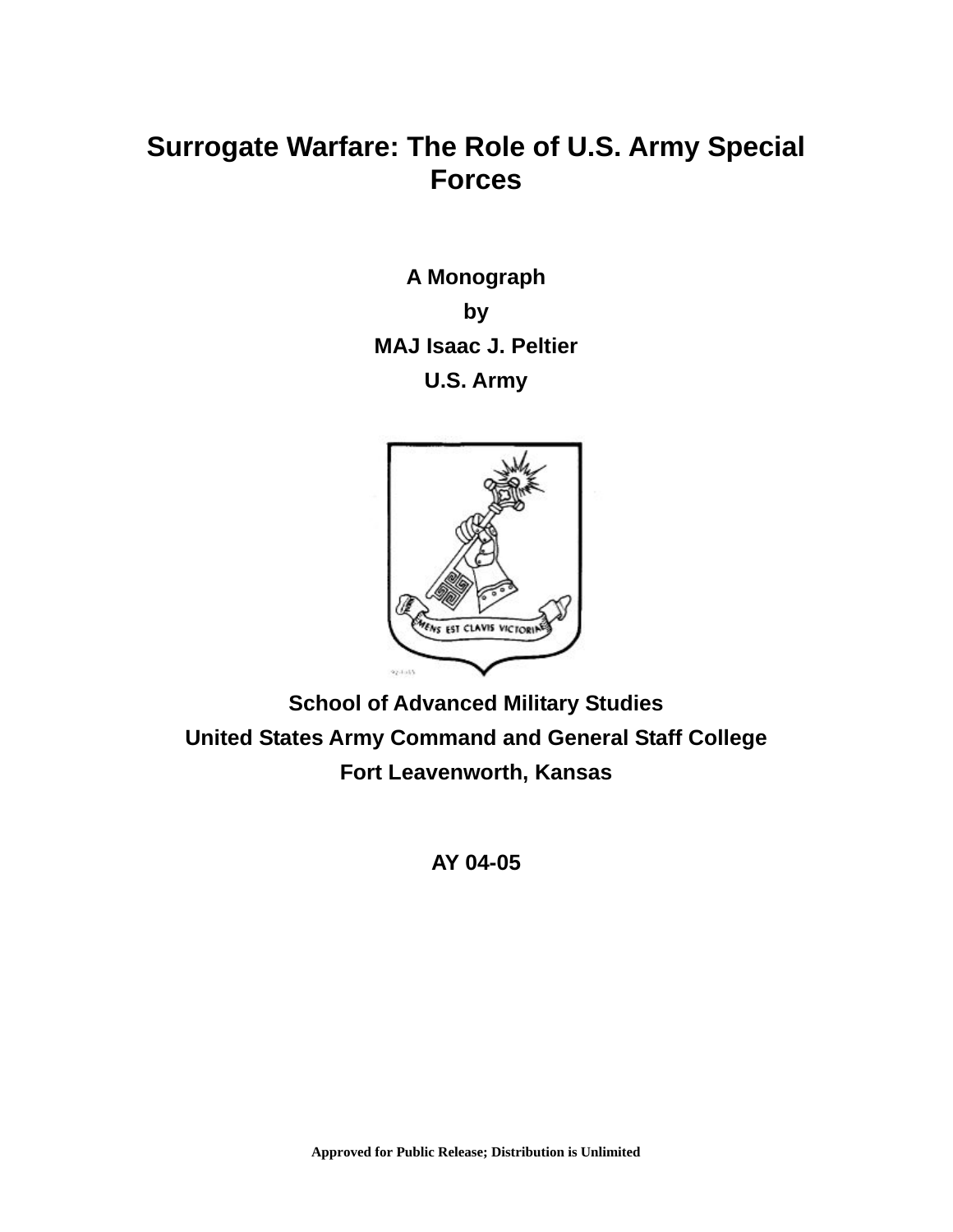# Surrogate Warfare: The Role of U.S. Army Special Forces

**A Monograph**

**by**

**MAJ Isaac J. Peltier**

**U.S. Army**

**School of Advanced Military Studies**

**United States Army Command and General Staff College**

**Fort Leavenworth, Kansas**

**AY 04-05**

**Approved for Public Release; Distribution is Unlimited**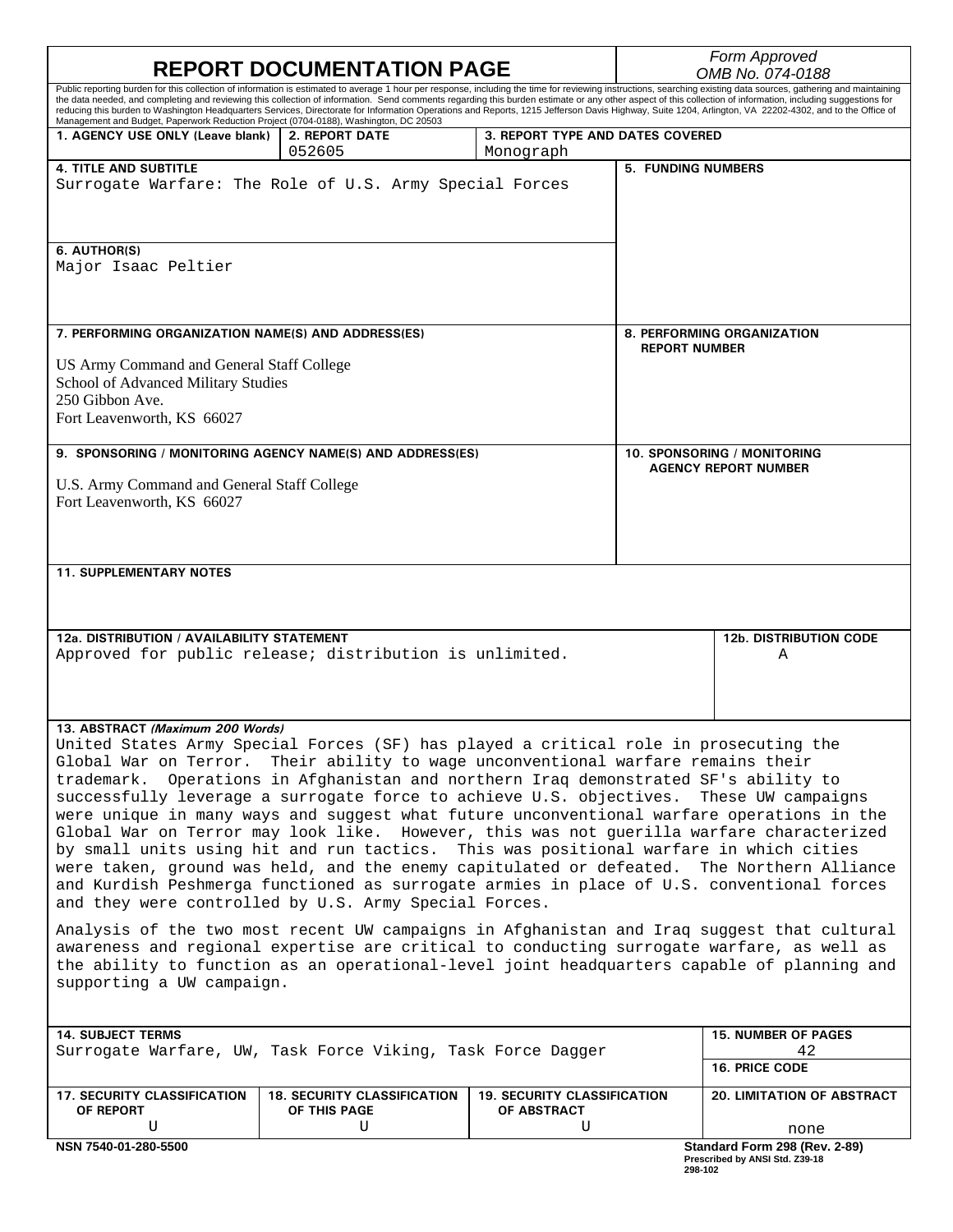# REPORT DOCUMENTATION PAGE

*Form Approved OMB No. 074-0188*

Public reporting burden for this collection of information is estimated to average 1 hour per response, including the time for reviewing instructions, searching existing data sources, gathering and maintaining the data needed, and completing and reviewing this collection of information. Send comments regarding this burden estimate or any other aspect of this collection of information, including suggestions for reducing this burden to Washington Headquarters Services, Directorate for Information Operations and Reports, 1215 Jefferson Davis Highway, Suite 1204, Arlington, VA 22202-4302, and to the Office of Management and Budget, Paperwork Reduction Project (0704-0188), Washington, DC 20503

| 1. AGENCY USE ONLY (Leave blank) | 2. REPORT DATE | 3. REPORT TYPE AND DATES COVERED |
|---|---|---|
| | 052605 | Monograph |

**4. TITLE AND SUBTITLE**
Surrogate Warfare: The Role of U.S. Army Special Forces

**5. FUNDING NUMBERS**

**6. AUTHOR(S)**
Major Isaac Peltier

**7. PERFORMING ORGANIZATION NAME(S) AND ADDRESS(ES)**

US Army Command and General Staff College
School of Advanced Military Studies
250 Gibbon Ave.
Fort Leavenworth, KS 66027

**8. PERFORMING ORGANIZATION REPORT NUMBER**

**9. SPONSORING / MONITORING AGENCY NAME(S) AND ADDRESS(ES)**

U.S. Army Command and General Staff College
Fort Leavenworth, KS 66027

**10. SPONSORING / MONITORING AGENCY REPORT NUMBER**

**11. SUPPLEMENTARY NOTES**

| 12a. DISTRIBUTION / AVAILABILITY STATEMENT | 12b. DISTRIBUTION CODE |
|---|---|
| Approved for public release; distribution is unlimited. | A |

**13. ABSTRACT *(Maximum 200 Words)***

United States Army Special Forces (SF) has played a critical role in prosecuting the Global War on Terror. Their ability to wage unconventional warfare remains their trademark. Operations in Afghanistan and northern Iraq demonstrated SF's ability to successfully leverage a surrogate force to achieve U.S. objectives. These UW campaigns were unique in many ways and suggest what future unconventional warfare operations in the Global War on Terror may look like. However, this was not guerilla warfare characterized by small units using hit and run tactics. This was positional warfare in which cities were taken, ground was held, and the enemy capitulated or defeated. The Northern Alliance and Kurdish Peshmerga functioned as surrogate armies in place of U.S. conventional forces and they were controlled by U.S. Army Special Forces.

Analysis of the two most recent UW campaigns in Afghanistan and Iraq suggest that cultural awareness and regional expertise are critical to conducting surrogate warfare, as well as the ability to function as an operational-level joint headquarters capable of planning and supporting a UW campaign.

| 14. SUBJECT TERMS | 15. NUMBER OF PAGES |
|---|---|
| Surrogate Warfare, UW, Task Force Viking, Task Force Dagger | 42 |
| | 16. PRICE CODE |

| 17. SECURITY CLASSIFICATION OF REPORT | 18. SECURITY CLASSIFICATION OF THIS PAGE | 19. SECURITY CLASSIFICATION OF ABSTRACT | 20. LIMITATION OF ABSTRACT |
|---|---|---|---|
| U | U | U | none |

NSN 7540-01-280-5500

Standard Form 298 (Rev. 2-89)
Prescribed by ANSI Std. Z39-18
298-102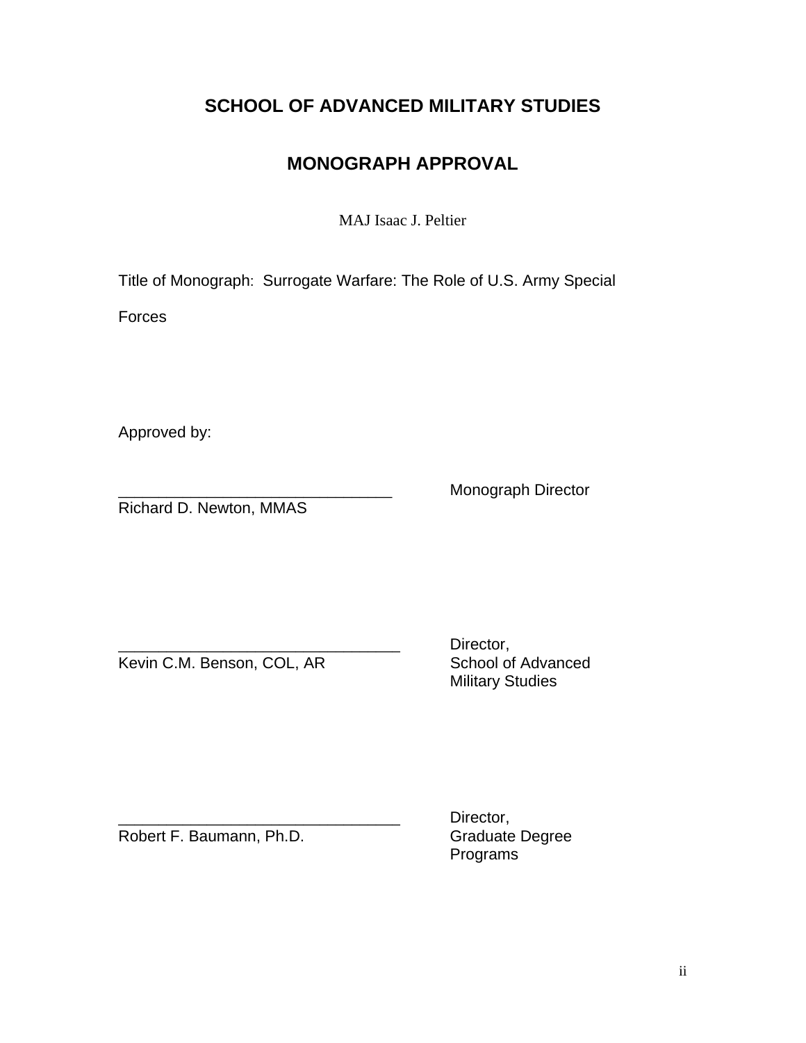# SCHOOL OF ADVANCED MILITARY STUDIES

## MONOGRAPH APPROVAL

MAJ Isaac J. Peltier

Title of Monograph: Surrogate Warfare: The Role of U.S. Army Special Forces

Approved by:

________________________________ Monograph Director
Richard D. Newton, MMAS

________________________________ Director, School of Advanced Military Studies
Kevin C.M. Benson, COL, AR

________________________________ Director, Graduate Degree Programs
Robert F. Baumann, Ph.D.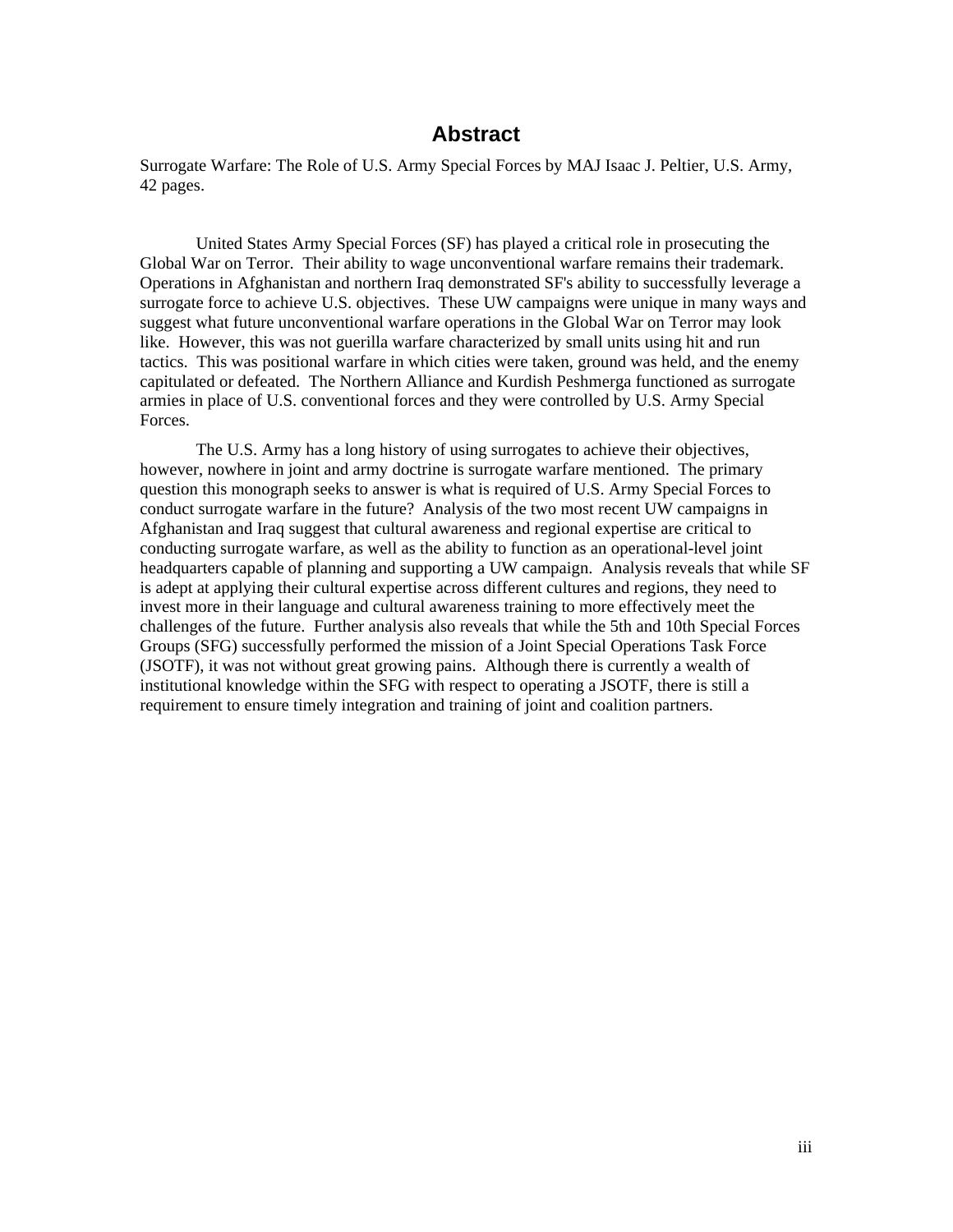# Abstract

Surrogate Warfare: The Role of U.S. Army Special Forces by MAJ Isaac J. Peltier, U.S. Army, 42 pages.

United States Army Special Forces (SF) has played a critical role in prosecuting the Global War on Terror. Their ability to wage unconventional warfare remains their trademark. Operations in Afghanistan and northern Iraq demonstrated SF's ability to successfully leverage a surrogate force to achieve U.S. objectives. These UW campaigns were unique in many ways and suggest what future unconventional warfare operations in the Global War on Terror may look like. However, this was not guerilla warfare characterized by small units using hit and run tactics. This was positional warfare in which cities were taken, ground was held, and the enemy capitulated or defeated. The Northern Alliance and Kurdish Peshmerga functioned as surrogate armies in place of U.S. conventional forces and they were controlled by U.S. Army Special Forces.

The U.S. Army has a long history of using surrogates to achieve their objectives, however, nowhere in joint and army doctrine is surrogate warfare mentioned. The primary question this monograph seeks to answer is what is required of U.S. Army Special Forces to conduct surrogate warfare in the future? Analysis of the two most recent UW campaigns in Afghanistan and Iraq suggest that cultural awareness and regional expertise are critical to conducting surrogate warfare, as well as the ability to function as an operational-level joint headquarters capable of planning and supporting a UW campaign. Analysis reveals that while SF is adept at applying their cultural expertise across different cultures and regions, they need to invest more in their language and cultural awareness training to more effectively meet the challenges of the future. Further analysis also reveals that while the 5th and 10th Special Forces Groups (SFG) successfully performed the mission of a Joint Special Operations Task Force (JSOTF), it was not without great growing pains. Although there is currently a wealth of institutional knowledge within the SFG with respect to operating a JSOTF, there is still a requirement to ensure timely integration and training of joint and coalition partners.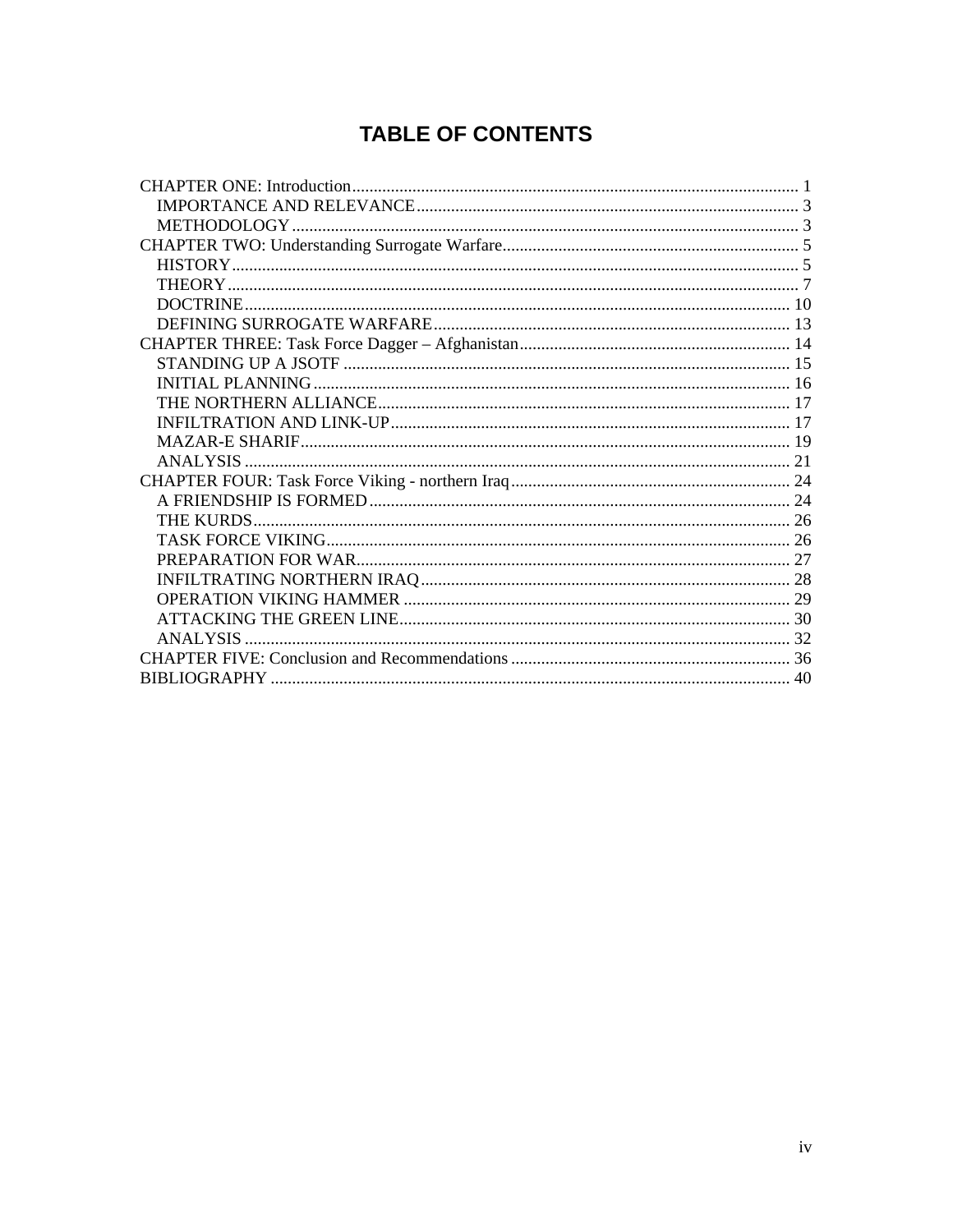# TABLE OF CONTENTS

CHAPTER ONE: Introduction ........ 1
- IMPORTANCE AND RELEVANCE ........ 3
- METHODOLOGY ........ 3

CHAPTER TWO: Understanding Surrogate Warfare ........ 5
- HISTORY ........ 5
- THEORY ........ 7
- DOCTRINE ........ 10
- DEFINING SURROGATE WARFARE ........ 13

CHAPTER THREE: Task Force Dagger – Afghanistan ........ 14
- STANDING UP A JSOTF ........ 15
- INITIAL PLANNING ........ 16
- THE NORTHERN ALLIANCE ........ 17
- INFILTRATION AND LINK-UP ........ 17
- MAZAR-E SHARIF ........ 19
- ANALYSIS ........ 21

CHAPTER FOUR: Task Force Viking - northern Iraq ........ 24
- A FRIENDSHIP IS FORMED ........ 24
- THE KURDS ........ 26
- TASK FORCE VIKING ........ 26
- PREPARATION FOR WAR ........ 27
- INFILTRATING NORTHERN IRAQ ........ 28
- OPERATION VIKING HAMMER ........ 29
- ATTACKING THE GREEN LINE ........ 30
- ANALYSIS ........ 32

CHAPTER FIVE: Conclusion and Recommendations ........ 36

BIBLIOGRAPHY ........ 40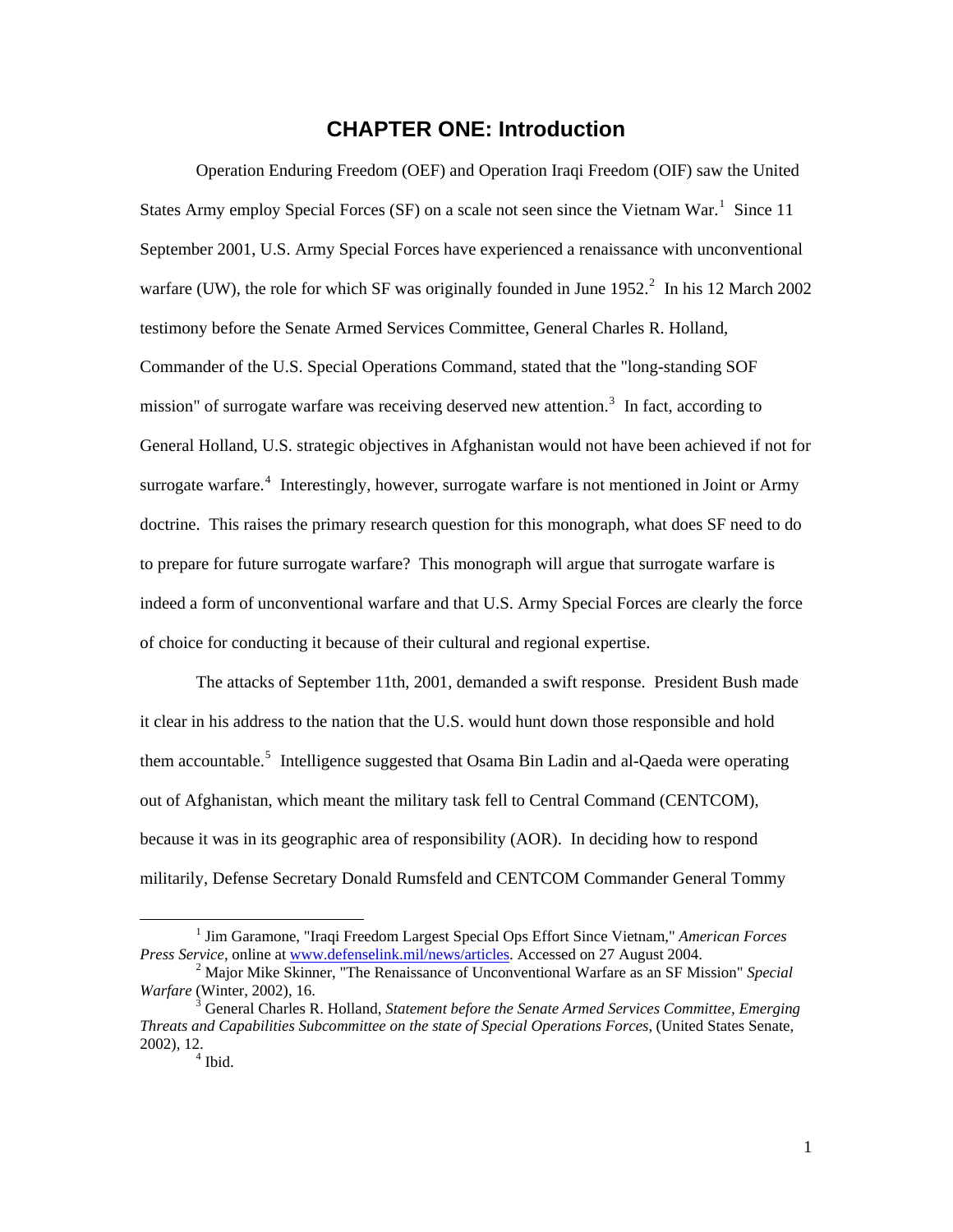# CHAPTER ONE: Introduction

Operation Enduring Freedom (OEF) and Operation Iraqi Freedom (OIF) saw the United States Army employ Special Forces (SF) on a scale not seen since the Vietnam War.[1] Since 11 September 2001, U.S. Army Special Forces have experienced a renaissance with unconventional warfare (UW), the role for which SF was originally founded in June 1952.[2] In his 12 March 2002 testimony before the Senate Armed Services Committee, General Charles R. Holland, Commander of the U.S. Special Operations Command, stated that the "long-standing SOF mission" of surrogate warfare was receiving deserved new attention.[3] In fact, according to General Holland, U.S. strategic objectives in Afghanistan would not have been achieved if not for surrogate warfare.[4] Interestingly, however, surrogate warfare is not mentioned in Joint or Army doctrine. This raises the primary research question for this monograph, what does SF need to do to prepare for future surrogate warfare? This monograph will argue that surrogate warfare is indeed a form of unconventional warfare and that U.S. Army Special Forces are clearly the force of choice for conducting it because of their cultural and regional expertise.

The attacks of September 11th, 2001, demanded a swift response. President Bush made it clear in his address to the nation that the U.S. would hunt down those responsible and hold them accountable.[5] Intelligence suggested that Osama Bin Ladin and al-Qaeda were operating out of Afghanistan, which meant the military task fell to Central Command (CENTCOM), because it was in its geographic area of responsibility (AOR). In deciding how to respond militarily, Defense Secretary Donald Rumsfeld and CENTCOM Commander General Tommy

---

[1] Jim Garamone, "Iraqi Freedom Largest Special Ops Effort Since Vietnam," *American Forces Press Service*, online at www.defenselink.mil/news/articles. Accessed on 27 August 2004.

[2] Major Mike Skinner, "The Renaissance of Unconventional Warfare as an SF Mission" *Special Warfare* (Winter, 2002), 16.

[3] General Charles R. Holland, *Statement before the Senate Armed Services Committee, Emerging Threats and Capabilities Subcommittee on the state of Special Operations Forces,* (United States Senate, 2002), 12.

[4] Ibid.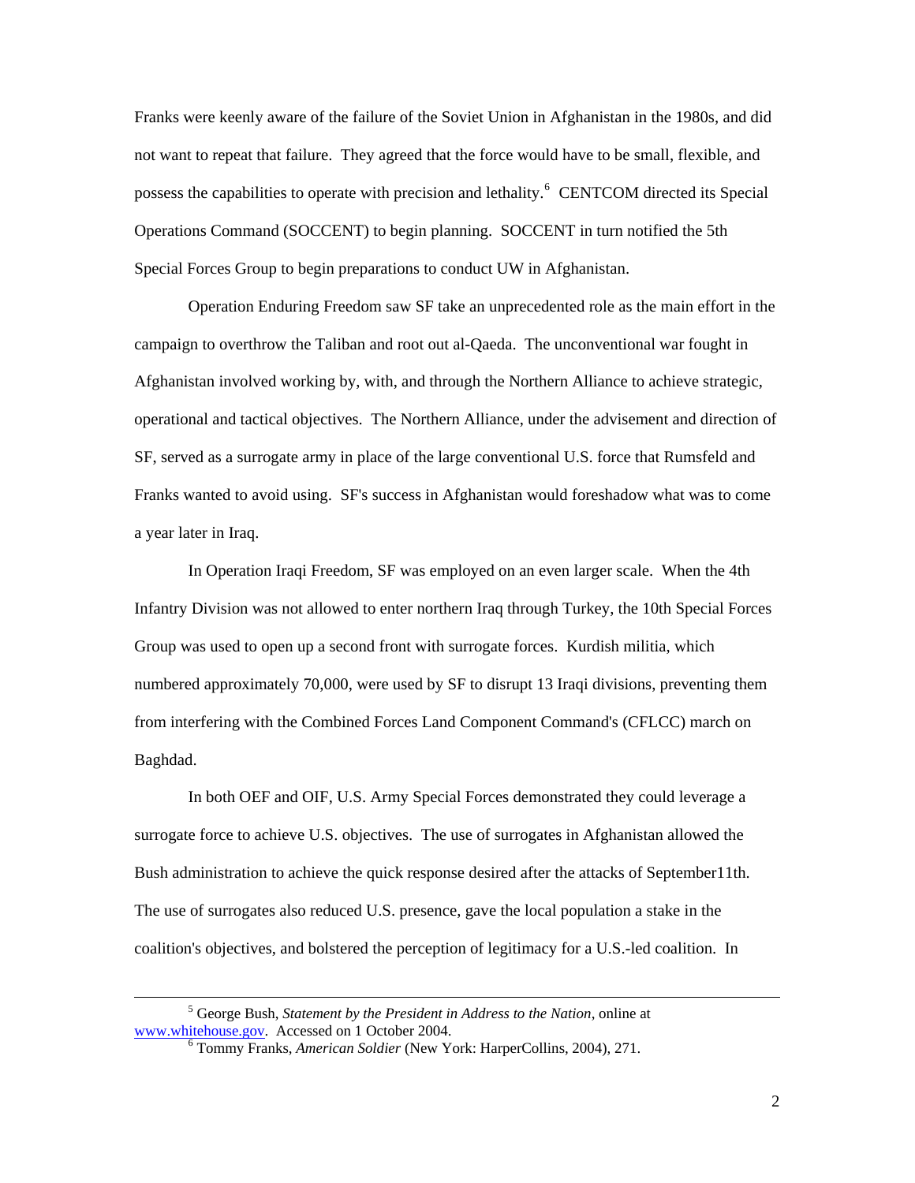Franks were keenly aware of the failure of the Soviet Union in Afghanistan in the 1980s, and did not want to repeat that failure. They agreed that the force would have to be small, flexible, and possess the capabilities to operate with precision and lethality.[6] CENTCOM directed its Special Operations Command (SOCCENT) to begin planning. SOCCENT in turn notified the 5th Special Forces Group to begin preparations to conduct UW in Afghanistan.

Operation Enduring Freedom saw SF take an unprecedented role as the main effort in the campaign to overthrow the Taliban and root out al-Qaeda. The unconventional war fought in Afghanistan involved working by, with, and through the Northern Alliance to achieve strategic, operational and tactical objectives. The Northern Alliance, under the advisement and direction of SF, served as a surrogate army in place of the large conventional U.S. force that Rumsfeld and Franks wanted to avoid using. SF's success in Afghanistan would foreshadow what was to come a year later in Iraq.

In Operation Iraqi Freedom, SF was employed on an even larger scale. When the 4th Infantry Division was not allowed to enter northern Iraq through Turkey, the 10th Special Forces Group was used to open up a second front with surrogate forces. Kurdish militia, which numbered approximately 70,000, were used by SF to disrupt 13 Iraqi divisions, preventing them from interfering with the Combined Forces Land Component Command's (CFLCC) march on Baghdad.

In both OEF and OIF, U.S. Army Special Forces demonstrated they could leverage a surrogate force to achieve U.S. objectives. The use of surrogates in Afghanistan allowed the Bush administration to achieve the quick response desired after the attacks of September11th. The use of surrogates also reduced U.S. presence, gave the local population a stake in the coalition's objectives, and bolstered the perception of legitimacy for a U.S.-led coalition. In

---

[5] George Bush, *Statement by the President in Address to the Nation*, online at www.whitehouse.gov. Accessed on 1 October 2004.

[6] Tommy Franks, *American Soldier* (New York: HarperCollins, 2004), 271.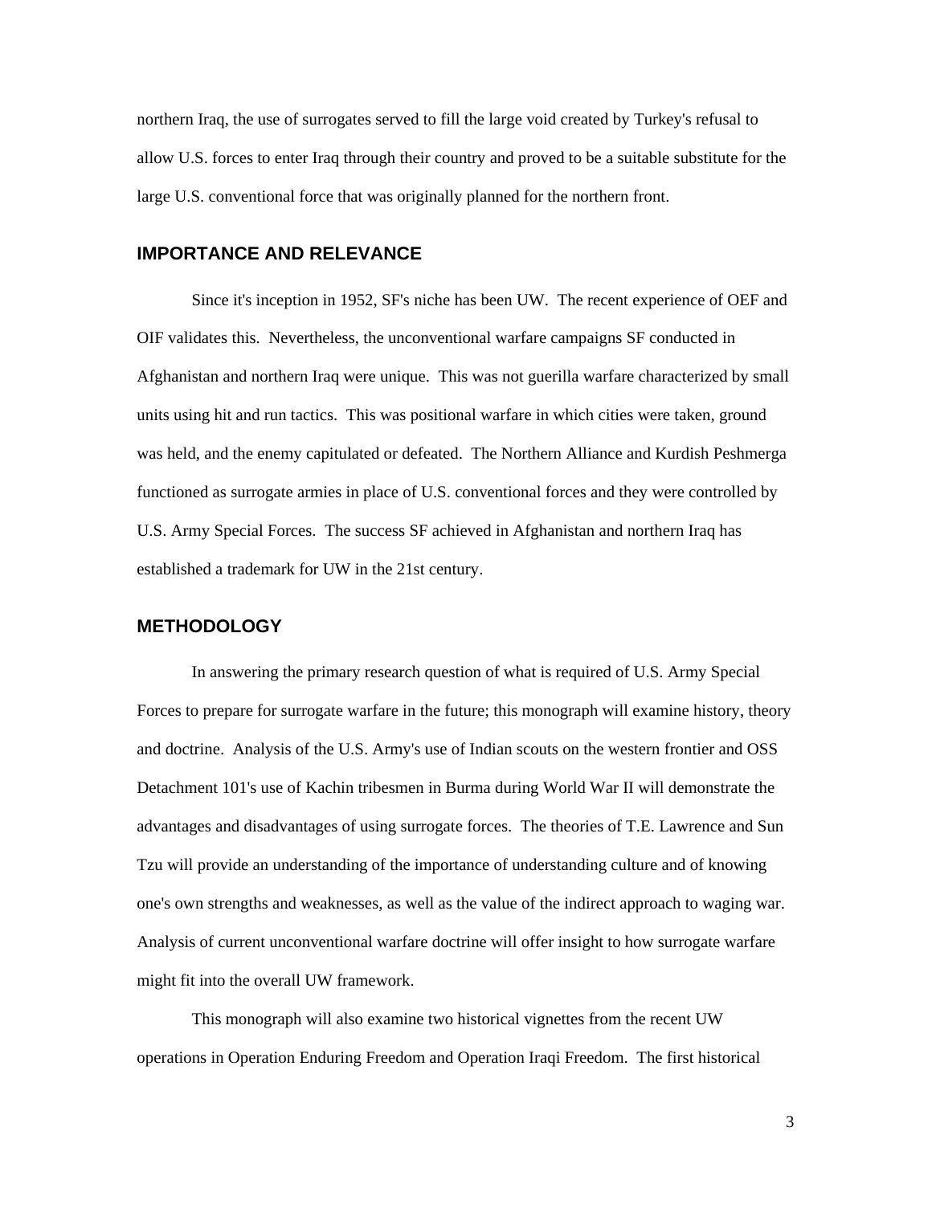northern Iraq, the use of surrogates served to fill the large void created by Turkey's refusal to allow U.S. forces to enter Iraq through their country and proved to be a suitable substitute for the large U.S. conventional force that was originally planned for the northern front.

## IMPORTANCE AND RELEVANCE

Since it's inception in 1952, SF's niche has been UW. The recent experience of OEF and OIF validates this. Nevertheless, the unconventional warfare campaigns SF conducted in Afghanistan and northern Iraq were unique. This was not guerilla warfare characterized by small units using hit and run tactics. This was positional warfare in which cities were taken, ground was held, and the enemy capitulated or defeated. The Northern Alliance and Kurdish Peshmerga functioned as surrogate armies in place of U.S. conventional forces and they were controlled by U.S. Army Special Forces. The success SF achieved in Afghanistan and northern Iraq has established a trademark for UW in the 21st century.

## METHODOLOGY

In answering the primary research question of what is required of U.S. Army Special Forces to prepare for surrogate warfare in the future; this monograph will examine history, theory and doctrine. Analysis of the U.S. Army's use of Indian scouts on the western frontier and OSS Detachment 101's use of Kachin tribesmen in Burma during World War II will demonstrate the advantages and disadvantages of using surrogate forces. The theories of T.E. Lawrence and Sun Tzu will provide an understanding of the importance of understanding culture and of knowing one's own strengths and weaknesses, as well as the value of the indirect approach to waging war. Analysis of current unconventional warfare doctrine will offer insight to how surrogate warfare might fit into the overall UW framework.

This monograph will also examine two historical vignettes from the recent UW operations in Operation Enduring Freedom and Operation Iraqi Freedom. The first historical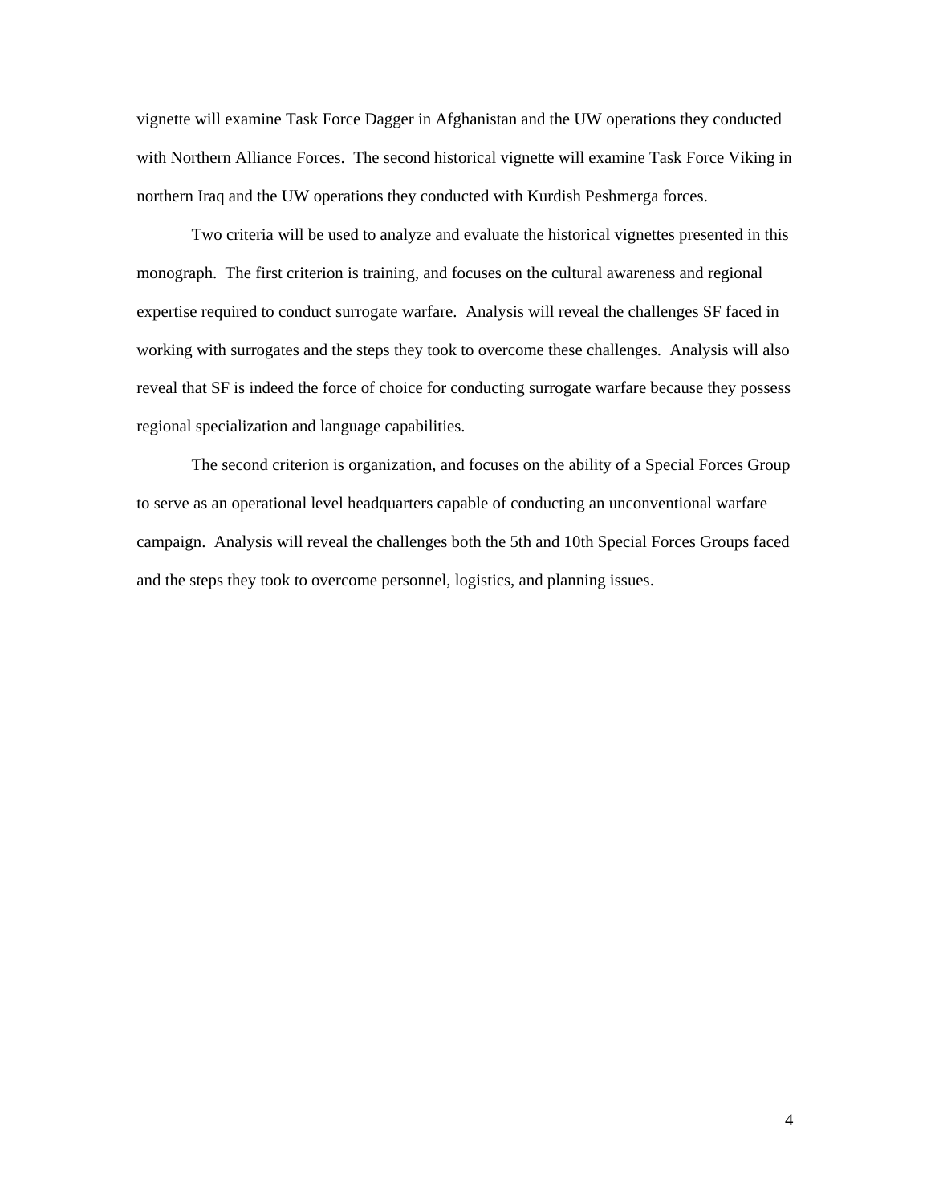vignette will examine Task Force Dagger in Afghanistan and the UW operations they conducted with Northern Alliance Forces. The second historical vignette will examine Task Force Viking in northern Iraq and the UW operations they conducted with Kurdish Peshmerga forces.

Two criteria will be used to analyze and evaluate the historical vignettes presented in this monograph. The first criterion is training, and focuses on the cultural awareness and regional expertise required to conduct surrogate warfare. Analysis will reveal the challenges SF faced in working with surrogates and the steps they took to overcome these challenges. Analysis will also reveal that SF is indeed the force of choice for conducting surrogate warfare because they possess regional specialization and language capabilities.

The second criterion is organization, and focuses on the ability of a Special Forces Group to serve as an operational level headquarters capable of conducting an unconventional warfare campaign. Analysis will reveal the challenges both the 5th and 10th Special Forces Groups faced and the steps they took to overcome personnel, logistics, and planning issues.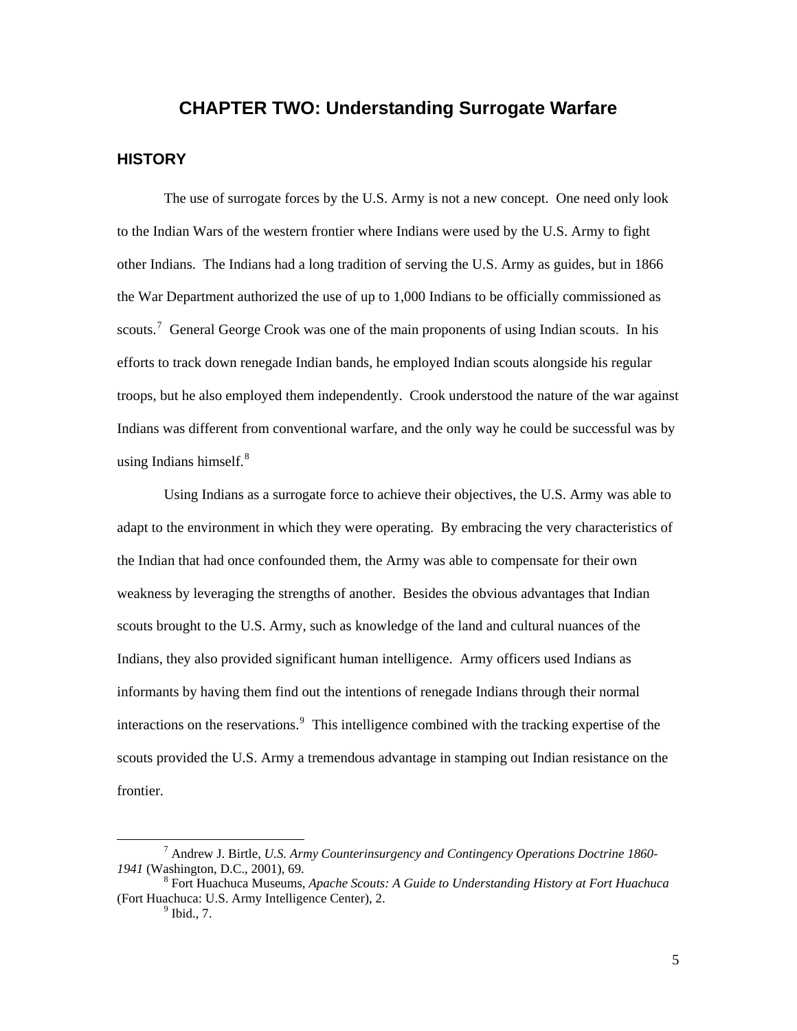# CHAPTER TWO: Understanding Surrogate Warfare

## HISTORY

The use of surrogate forces by the U.S. Army is not a new concept. One need only look to the Indian Wars of the western frontier where Indians were used by the U.S. Army to fight other Indians. The Indians had a long tradition of serving the U.S. Army as guides, but in 1866 the War Department authorized the use of up to 1,000 Indians to be officially commissioned as scouts.[7] General George Crook was one of the main proponents of using Indian scouts. In his efforts to track down renegade Indian bands, he employed Indian scouts alongside his regular troops, but he also employed them independently. Crook understood the nature of the war against Indians was different from conventional warfare, and the only way he could be successful was by using Indians himself.[8]

Using Indians as a surrogate force to achieve their objectives, the U.S. Army was able to adapt to the environment in which they were operating. By embracing the very characteristics of the Indian that had once confounded them, the Army was able to compensate for their own weakness by leveraging the strengths of another. Besides the obvious advantages that Indian scouts brought to the U.S. Army, such as knowledge of the land and cultural nuances of the Indians, they also provided significant human intelligence. Army officers used Indians as informants by having them find out the intentions of renegade Indians through their normal interactions on the reservations.[9] This intelligence combined with the tracking expertise of the scouts provided the U.S. Army a tremendous advantage in stamping out Indian resistance on the frontier.

---

[7] Andrew J. Birtle, *U.S. Army Counterinsurgency and Contingency Operations Doctrine 1860-1941* (Washington, D.C., 2001), 69.

[8] Fort Huachuca Museums, *Apache Scouts: A Guide to Understanding History at Fort Huachuca* (Fort Huachuca: U.S. Army Intelligence Center), 2.

[9] Ibid., 7.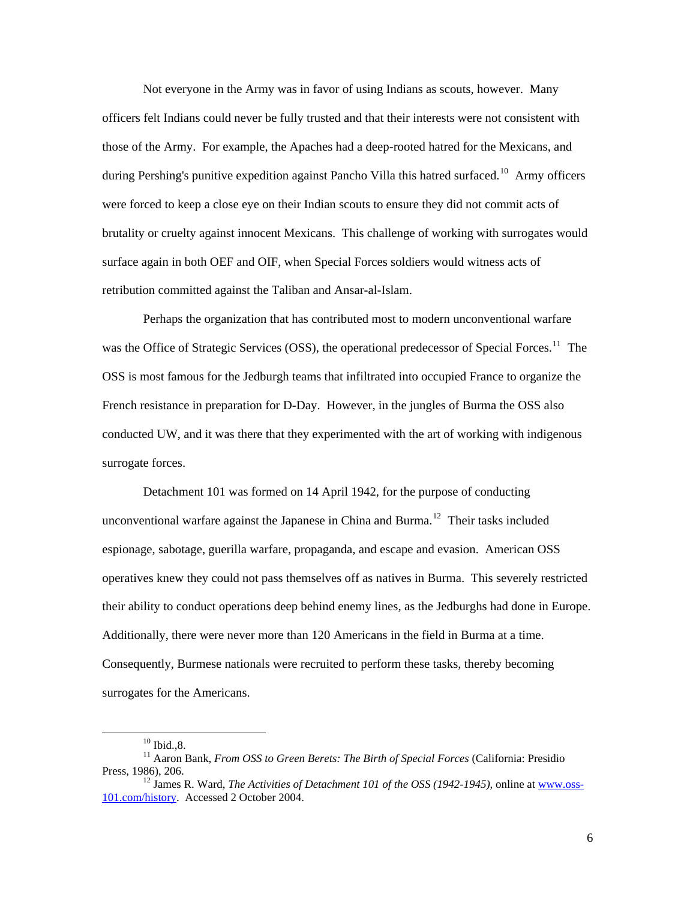Not everyone in the Army was in favor of using Indians as scouts, however. Many officers felt Indians could never be fully trusted and that their interests were not consistent with those of the Army. For example, the Apaches had a deep-rooted hatred for the Mexicans, and during Pershing's punitive expedition against Pancho Villa this hatred surfaced.[10] Army officers were forced to keep a close eye on their Indian scouts to ensure they did not commit acts of brutality or cruelty against innocent Mexicans. This challenge of working with surrogates would surface again in both OEF and OIF, when Special Forces soldiers would witness acts of retribution committed against the Taliban and Ansar-al-Islam.

Perhaps the organization that has contributed most to modern unconventional warfare was the Office of Strategic Services (OSS), the operational predecessor of Special Forces.[11] The OSS is most famous for the Jedburgh teams that infiltrated into occupied France to organize the French resistance in preparation for D-Day. However, in the jungles of Burma the OSS also conducted UW, and it was there that they experimented with the art of working with indigenous surrogate forces.

Detachment 101 was formed on 14 April 1942, for the purpose of conducting unconventional warfare against the Japanese in China and Burma.[12] Their tasks included espionage, sabotage, guerilla warfare, propaganda, and escape and evasion. American OSS operatives knew they could not pass themselves off as natives in Burma. This severely restricted their ability to conduct operations deep behind enemy lines, as the Jedburghs had done in Europe. Additionally, there were never more than 120 Americans in the field in Burma at a time. Consequently, Burmese nationals were recruited to perform these tasks, thereby becoming surrogates for the Americans.

---

[10] Ibid.,8.

[11] Aaron Bank, *From OSS to Green Berets: The Birth of Special Forces* (California: Presidio Press, 1986), 206.

[12] James R. Ward, *The Activities of Detachment 101 of the OSS (1942-1945)*, online at www.oss-101.com/history. Accessed 2 October 2004.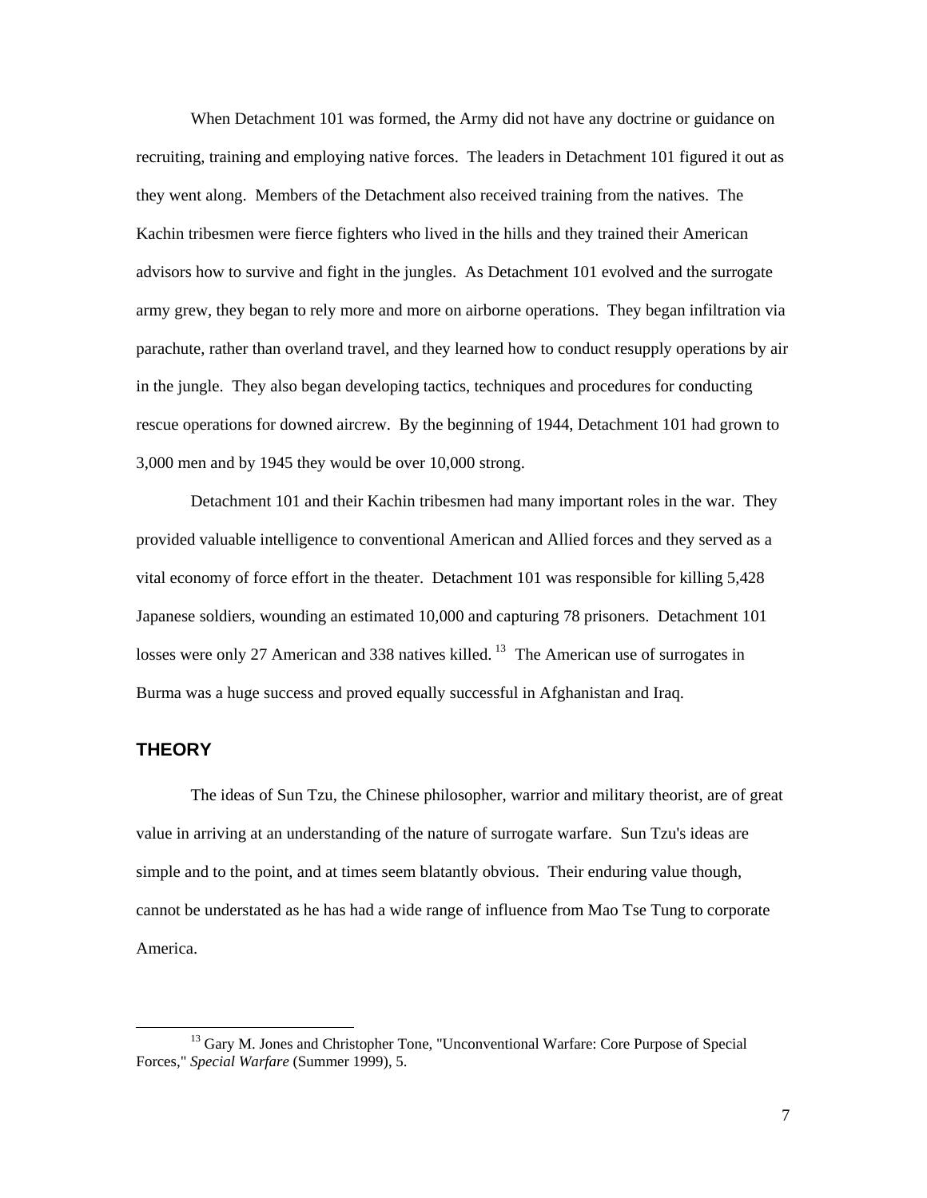When Detachment 101 was formed, the Army did not have any doctrine or guidance on recruiting, training and employing native forces. The leaders in Detachment 101 figured it out as they went along. Members of the Detachment also received training from the natives. The Kachin tribesmen were fierce fighters who lived in the hills and they trained their American advisors how to survive and fight in the jungles. As Detachment 101 evolved and the surrogate army grew, they began to rely more and more on airborne operations. They began infiltration via parachute, rather than overland travel, and they learned how to conduct resupply operations by air in the jungle. They also began developing tactics, techniques and procedures for conducting rescue operations for downed aircrew. By the beginning of 1944, Detachment 101 had grown to 3,000 men and by 1945 they would be over 10,000 strong.

Detachment 101 and their Kachin tribesmen had many important roles in the war. They provided valuable intelligence to conventional American and Allied forces and they served as a vital economy of force effort in the theater. Detachment 101 was responsible for killing 5,428 Japanese soldiers, wounding an estimated 10,000 and capturing 78 prisoners. Detachment 101 losses were only 27 American and 338 natives killed.[13] The American use of surrogates in Burma was a huge success and proved equally successful in Afghanistan and Iraq.

## THEORY

The ideas of Sun Tzu, the Chinese philosopher, warrior and military theorist, are of great value in arriving at an understanding of the nature of surrogate warfare. Sun Tzu's ideas are simple and to the point, and at times seem blatantly obvious. Their enduring value though, cannot be understated as he has had a wide range of influence from Mao Tse Tung to corporate America.

---

[13] Gary M. Jones and Christopher Tone, "Unconventional Warfare: Core Purpose of Special Forces," *Special Warfare* (Summer 1999), 5.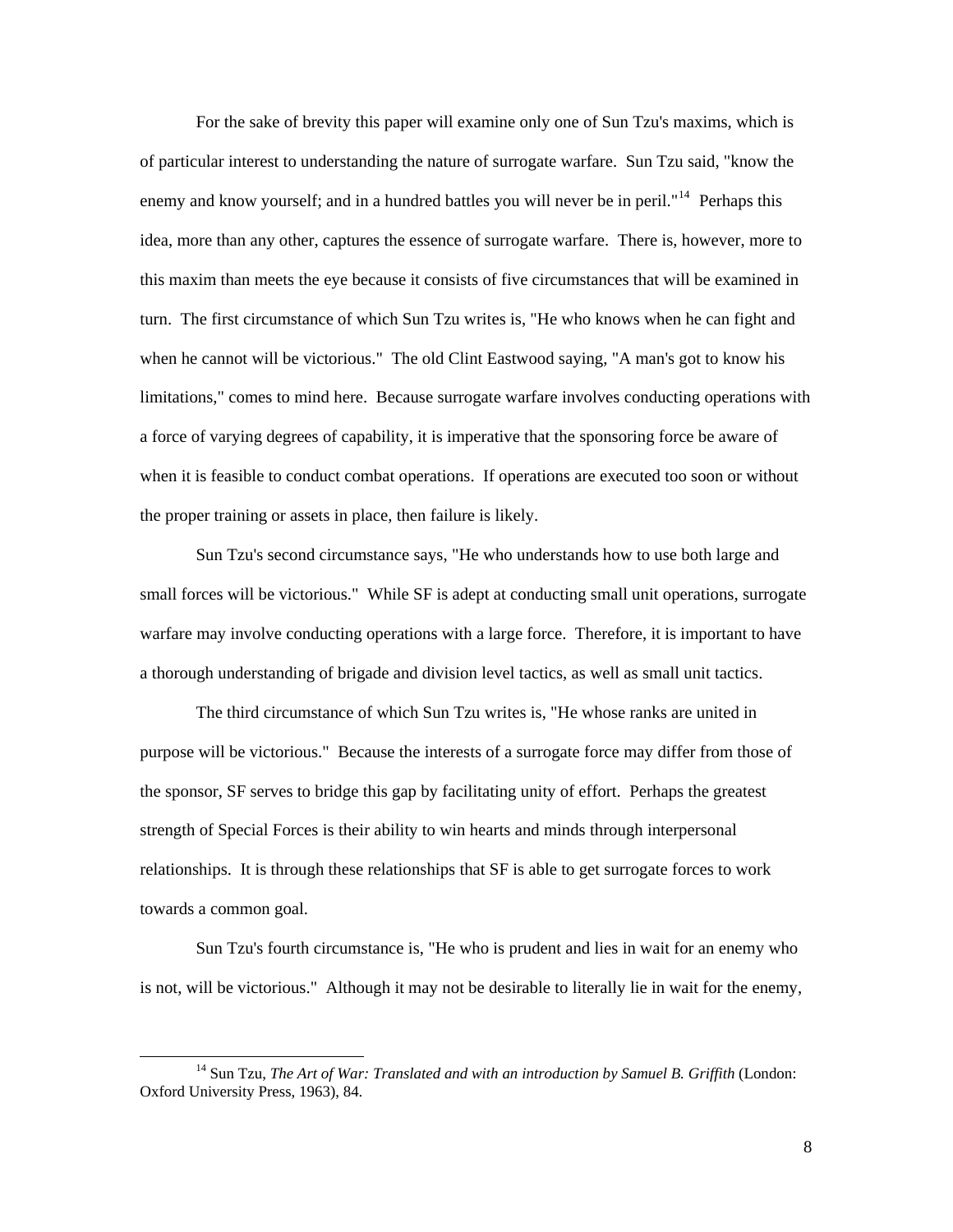For the sake of brevity this paper will examine only one of Sun Tzu's maxims, which is of particular interest to understanding the nature of surrogate warfare. Sun Tzu said, "know the enemy and know yourself; and in a hundred battles you will never be in peril."[14] Perhaps this idea, more than any other, captures the essence of surrogate warfare. There is, however, more to this maxim than meets the eye because it consists of five circumstances that will be examined in turn. The first circumstance of which Sun Tzu writes is, "He who knows when he can fight and when he cannot will be victorious." The old Clint Eastwood saying, "A man's got to know his limitations," comes to mind here. Because surrogate warfare involves conducting operations with a force of varying degrees of capability, it is imperative that the sponsoring force be aware of when it is feasible to conduct combat operations. If operations are executed too soon or without the proper training or assets in place, then failure is likely.

Sun Tzu's second circumstance says, "He who understands how to use both large and small forces will be victorious." While SF is adept at conducting small unit operations, surrogate warfare may involve conducting operations with a large force. Therefore, it is important to have a thorough understanding of brigade and division level tactics, as well as small unit tactics.

The third circumstance of which Sun Tzu writes is, "He whose ranks are united in purpose will be victorious." Because the interests of a surrogate force may differ from those of the sponsor, SF serves to bridge this gap by facilitating unity of effort. Perhaps the greatest strength of Special Forces is their ability to win hearts and minds through interpersonal relationships. It is through these relationships that SF is able to get surrogate forces to work towards a common goal.

Sun Tzu's fourth circumstance is, "He who is prudent and lies in wait for an enemy who is not, will be victorious." Although it may not be desirable to literally lie in wait for the enemy,

---

[14] Sun Tzu, *The Art of War: Translated and with an introduction by Samuel B. Griffith* (London: Oxford University Press, 1963), 84.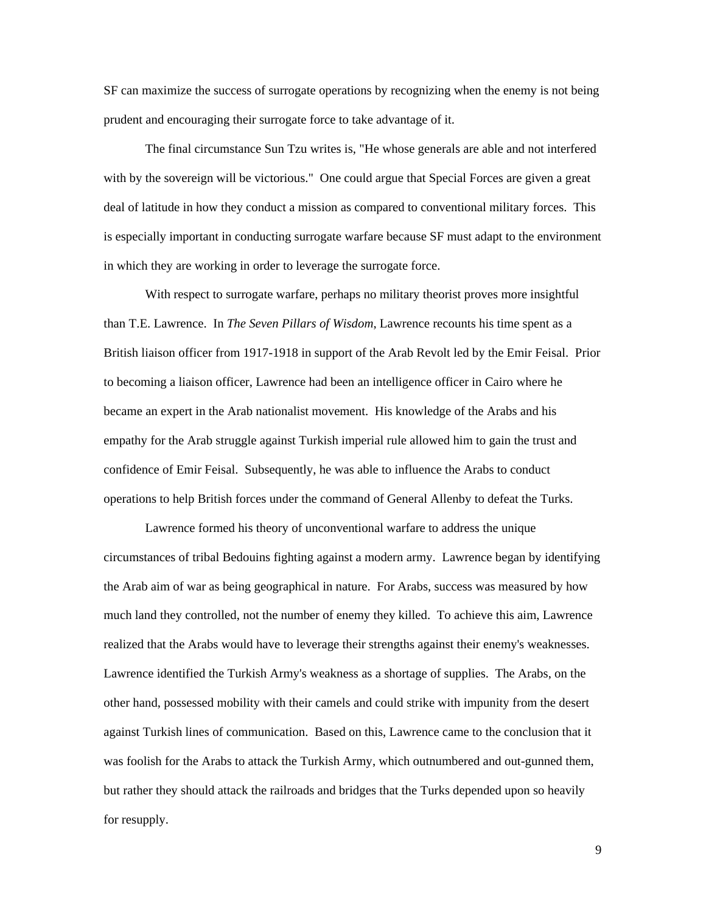SF can maximize the success of surrogate operations by recognizing when the enemy is not being prudent and encouraging their surrogate force to take advantage of it.

The final circumstance Sun Tzu writes is, "He whose generals are able and not interfered with by the sovereign will be victorious." One could argue that Special Forces are given a great deal of latitude in how they conduct a mission as compared to conventional military forces. This is especially important in conducting surrogate warfare because SF must adapt to the environment in which they are working in order to leverage the surrogate force.

With respect to surrogate warfare, perhaps no military theorist proves more insightful than T.E. Lawrence. In *The Seven Pillars of Wisdom*, Lawrence recounts his time spent as a British liaison officer from 1917-1918 in support of the Arab Revolt led by the Emir Feisal. Prior to becoming a liaison officer, Lawrence had been an intelligence officer in Cairo where he became an expert in the Arab nationalist movement. His knowledge of the Arabs and his empathy for the Arab struggle against Turkish imperial rule allowed him to gain the trust and confidence of Emir Feisal. Subsequently, he was able to influence the Arabs to conduct operations to help British forces under the command of General Allenby to defeat the Turks.

Lawrence formed his theory of unconventional warfare to address the unique circumstances of tribal Bedouins fighting against a modern army. Lawrence began by identifying the Arab aim of war as being geographical in nature. For Arabs, success was measured by how much land they controlled, not the number of enemy they killed. To achieve this aim, Lawrence realized that the Arabs would have to leverage their strengths against their enemy's weaknesses. Lawrence identified the Turkish Army's weakness as a shortage of supplies. The Arabs, on the other hand, possessed mobility with their camels and could strike with impunity from the desert against Turkish lines of communication. Based on this, Lawrence came to the conclusion that it was foolish for the Arabs to attack the Turkish Army, which outnumbered and out-gunned them, but rather they should attack the railroads and bridges that the Turks depended upon so heavily for resupply.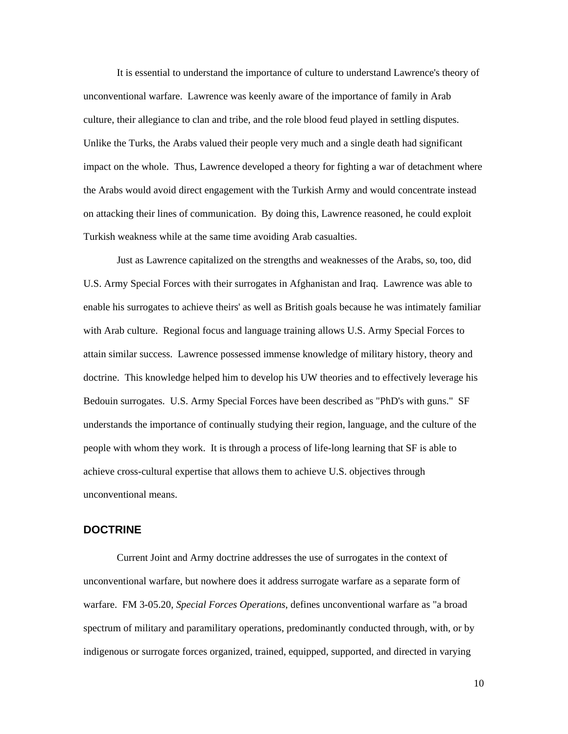It is essential to understand the importance of culture to understand Lawrence's theory of unconventional warfare. Lawrence was keenly aware of the importance of family in Arab culture, their allegiance to clan and tribe, and the role blood feud played in settling disputes. Unlike the Turks, the Arabs valued their people very much and a single death had significant impact on the whole. Thus, Lawrence developed a theory for fighting a war of detachment where the Arabs would avoid direct engagement with the Turkish Army and would concentrate instead on attacking their lines of communication. By doing this, Lawrence reasoned, he could exploit Turkish weakness while at the same time avoiding Arab casualties.

Just as Lawrence capitalized on the strengths and weaknesses of the Arabs, so, too, did U.S. Army Special Forces with their surrogates in Afghanistan and Iraq. Lawrence was able to enable his surrogates to achieve theirs' as well as British goals because he was intimately familiar with Arab culture. Regional focus and language training allows U.S. Army Special Forces to attain similar success. Lawrence possessed immense knowledge of military history, theory and doctrine. This knowledge helped him to develop his UW theories and to effectively leverage his Bedouin surrogates. U.S. Army Special Forces have been described as "PhD's with guns." SF understands the importance of continually studying their region, language, and the culture of the people with whom they work. It is through a process of life-long learning that SF is able to achieve cross-cultural expertise that allows them to achieve U.S. objectives through unconventional means.

## DOCTRINE

Current Joint and Army doctrine addresses the use of surrogates in the context of unconventional warfare, but nowhere does it address surrogate warfare as a separate form of warfare. FM 3-05.20, *Special Forces Operations*, defines unconventional warfare as "a broad spectrum of military and paramilitary operations, predominantly conducted through, with, or by indigenous or surrogate forces organized, trained, equipped, supported, and directed in varying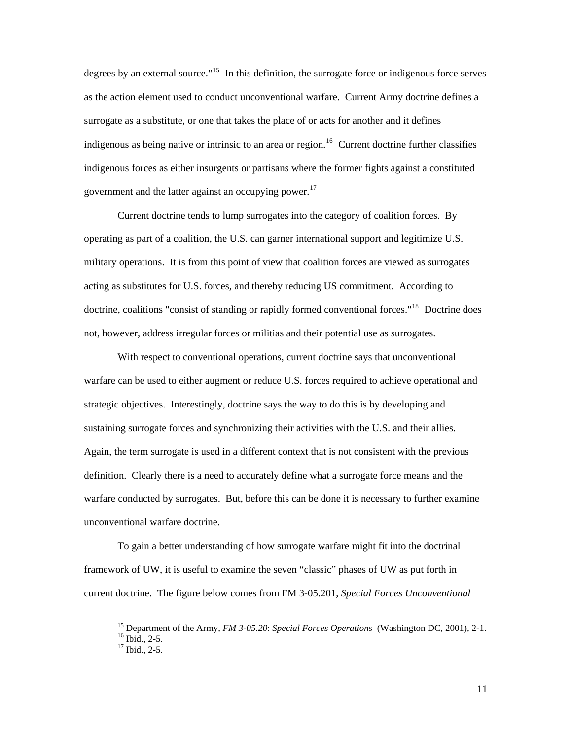degrees by an external source."[15] In this definition, the surrogate force or indigenous force serves as the action element used to conduct unconventional warfare. Current Army doctrine defines a surrogate as a substitute, or one that takes the place of or acts for another and it defines indigenous as being native or intrinsic to an area or region.[16] Current doctrine further classifies indigenous forces as either insurgents or partisans where the former fights against a constituted government and the latter against an occupying power.[17]

Current doctrine tends to lump surrogates into the category of coalition forces. By operating as part of a coalition, the U.S. can garner international support and legitimize U.S. military operations. It is from this point of view that coalition forces are viewed as surrogates acting as substitutes for U.S. forces, and thereby reducing US commitment. According to doctrine, coalitions "consist of standing or rapidly formed conventional forces."[18] Doctrine does not, however, address irregular forces or militias and their potential use as surrogates.

With respect to conventional operations, current doctrine says that unconventional warfare can be used to either augment or reduce U.S. forces required to achieve operational and strategic objectives. Interestingly, doctrine says the way to do this is by developing and sustaining surrogate forces and synchronizing their activities with the U.S. and their allies. Again, the term surrogate is used in a different context that is not consistent with the previous definition. Clearly there is a need to accurately define what a surrogate force means and the warfare conducted by surrogates. But, before this can be done it is necessary to further examine unconventional warfare doctrine.

To gain a better understanding of how surrogate warfare might fit into the doctrinal framework of UW, it is useful to examine the seven "classic" phases of UW as put forth in current doctrine. The figure below comes from FM 3-05.201, *Special Forces Unconventional*

---

[15] Department of the Army, *FM 3-05.20*: *Special Forces Operations* (Washington DC, 2001), 2-1.
[16] Ibid., 2-5.
[17] Ibid., 2-5.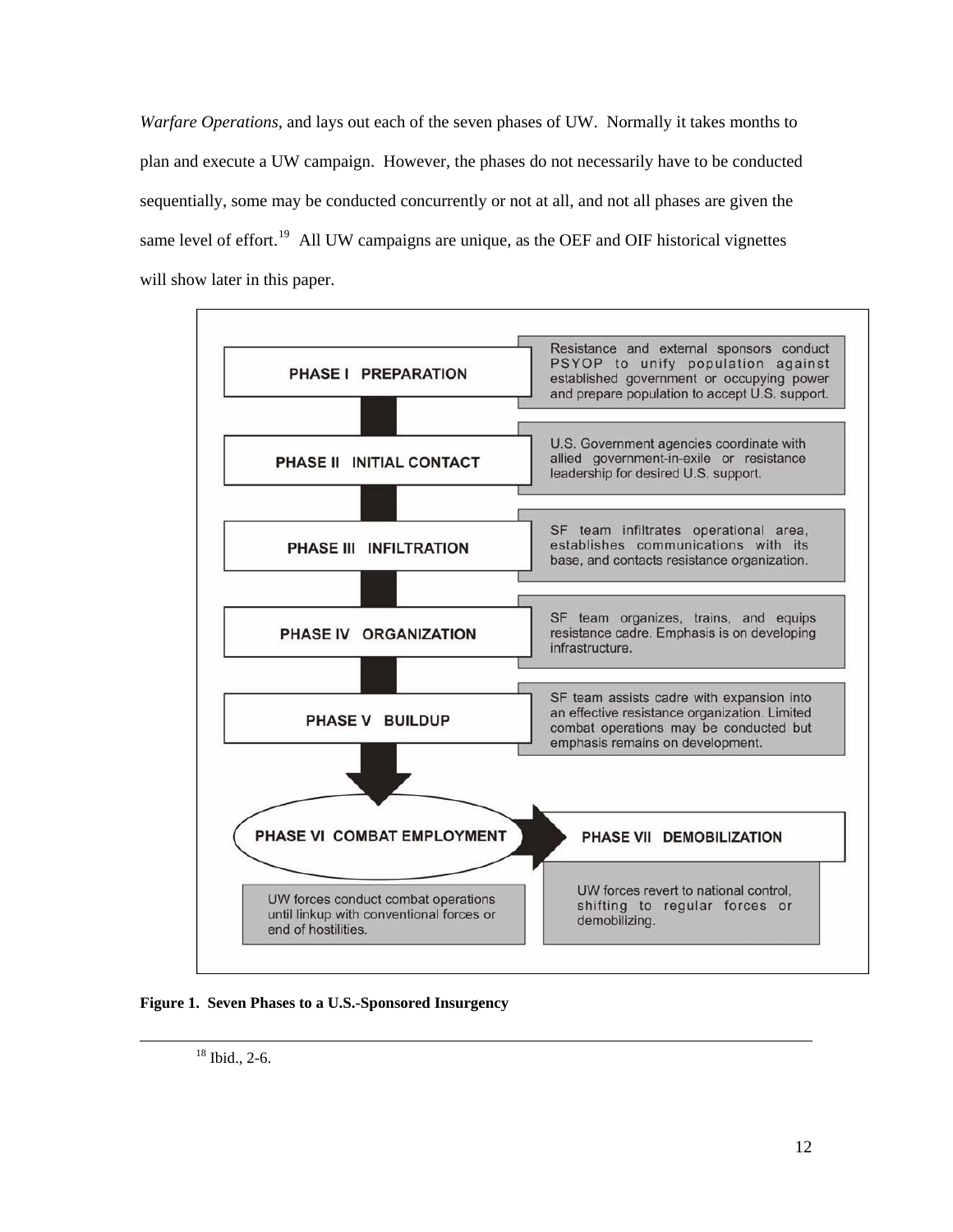*Warfare Operations*, and lays out each of the seven phases of UW. Normally it takes months to plan and execute a UW campaign. However, the phases do not necessarily have to be conducted sequentially, some may be conducted concurrently or not at all, and not all phases are given the same level of effort.[19] All UW campaigns are unique, as the OEF and OIF historical vignettes will show later in this paper.

**PHASE I PREPARATION** — Resistance and external sponsors conduct PSYOP to unify population against established government or occupying power and prepare population to accept U.S. support.

**PHASE II INITIAL CONTACT** — U.S. Government agencies coordinate with allied government-in-exile or resistance leadership for desired U.S. support.

**PHASE III INFILTRATION** — SF team infiltrates operational area, establishes communications with its base, and contacts resistance organization.

**PHASE IV ORGANIZATION** — SF team organizes, trains, and equips resistance cadre. Emphasis is on developing infrastructure.

**PHASE V BUILDUP** — SF team assists cadre with expansion into an effective resistance organization. Limited combat operations may be conducted but emphasis remains on development.

**PHASE VI COMBAT EMPLOYMENT** — UW forces conduct combat operations until linkup with conventional forces or end of hostilities.

**PHASE VII DEMOBILIZATION** — UW forces revert to national control, shifting to regular forces or demobilizing.

**Figure 1. Seven Phases to a U.S.-Sponsored Insurgency**

---

[18] Ibid., 2-6.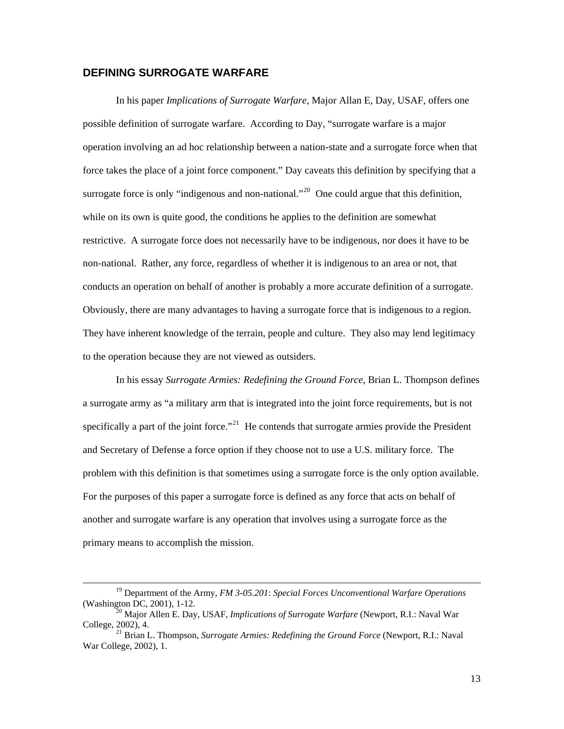## DEFINING SURROGATE WARFARE

In his paper *Implications of Surrogate Warfare*, Major Allan E, Day, USAF, offers one possible definition of surrogate warfare. According to Day, "surrogate warfare is a major operation involving an ad hoc relationship between a nation-state and a surrogate force when that force takes the place of a joint force component." Day caveats this definition by specifying that a surrogate force is only "indigenous and non-national."[20] One could argue that this definition, while on its own is quite good, the conditions he applies to the definition are somewhat restrictive. A surrogate force does not necessarily have to be indigenous, nor does it have to be non-national. Rather, any force, regardless of whether it is indigenous to an area or not, that conducts an operation on behalf of another is probably a more accurate definition of a surrogate. Obviously, there are many advantages to having a surrogate force that is indigenous to a region. They have inherent knowledge of the terrain, people and culture. They also may lend legitimacy to the operation because they are not viewed as outsiders.

In his essay *Surrogate Armies: Redefining the Ground Force*, Brian L. Thompson defines a surrogate army as "a military arm that is integrated into the joint force requirements, but is not specifically a part of the joint force."[21] He contends that surrogate armies provide the President and Secretary of Defense a force option if they choose not to use a U.S. military force. The problem with this definition is that sometimes using a surrogate force is the only option available. For the purposes of this paper a surrogate force is defined as any force that acts on behalf of another and surrogate warfare is any operation that involves using a surrogate force as the primary means to accomplish the mission.

---

[19] Department of the Army, *FM 3-05.201*: *Special Forces Unconventional Warfare Operations* (Washington DC, 2001), 1-12.

[20] Major Allen E. Day, USAF, *Implications of Surrogate Warfare* (Newport, R.I.: Naval War College, 2002), 4.

[21] Brian L. Thompson, *Surrogate Armies: Redefining the Ground Force* (Newport, R.I.: Naval War College, 2002), 1.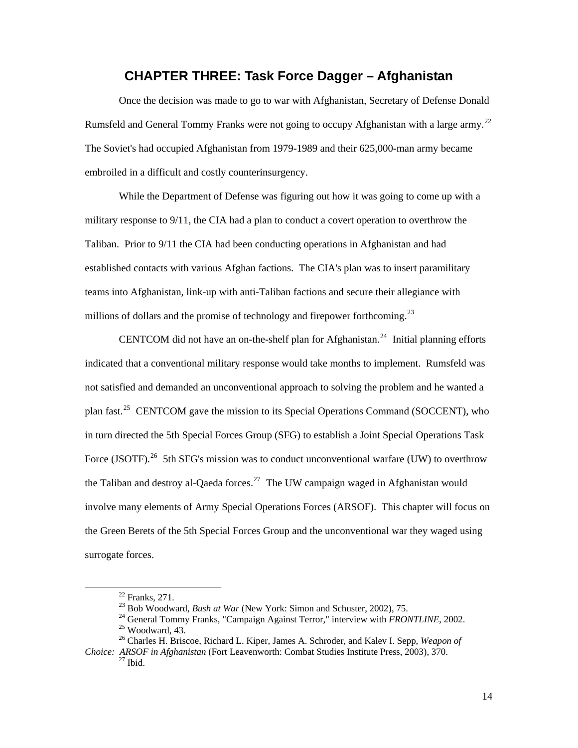# CHAPTER THREE: Task Force Dagger – Afghanistan

Once the decision was made to go to war with Afghanistan, Secretary of Defense Donald Rumsfeld and General Tommy Franks were not going to occupy Afghanistan with a large army.[22] The Soviet's had occupied Afghanistan from 1979-1989 and their 625,000-man army became embroiled in a difficult and costly counterinsurgency.

While the Department of Defense was figuring out how it was going to come up with a military response to 9/11, the CIA had a plan to conduct a covert operation to overthrow the Taliban. Prior to 9/11 the CIA had been conducting operations in Afghanistan and had established contacts with various Afghan factions. The CIA's plan was to insert paramilitary teams into Afghanistan, link-up with anti-Taliban factions and secure their allegiance with millions of dollars and the promise of technology and firepower forthcoming.[23]

CENTCOM did not have an on-the-shelf plan for Afghanistan.[24] Initial planning efforts indicated that a conventional military response would take months to implement. Rumsfeld was not satisfied and demanded an unconventional approach to solving the problem and he wanted a plan fast.[25] CENTCOM gave the mission to its Special Operations Command (SOCCENT), who in turn directed the 5th Special Forces Group (SFG) to establish a Joint Special Operations Task Force (JSOTF).[26] 5th SFG's mission was to conduct unconventional warfare (UW) to overthrow the Taliban and destroy al-Qaeda forces.[27] The UW campaign waged in Afghanistan would involve many elements of Army Special Operations Forces (ARSOF). This chapter will focus on the Green Berets of the 5th Special Forces Group and the unconventional war they waged using surrogate forces.

---

[22] Franks, 271.

[23] Bob Woodward, *Bush at War* (New York: Simon and Schuster, 2002), 75.

[24] General Tommy Franks, "Campaign Against Terror," interview with *FRONTLINE*, 2002.

[25] Woodward, 43.

[26] Charles H. Briscoe, Richard L. Kiper, James A. Schroder, and Kalev I. Sepp, *Weapon of Choice: ARSOF in Afghanistan* (Fort Leavenworth: Combat Studies Institute Press, 2003), 370.

[27] Ibid.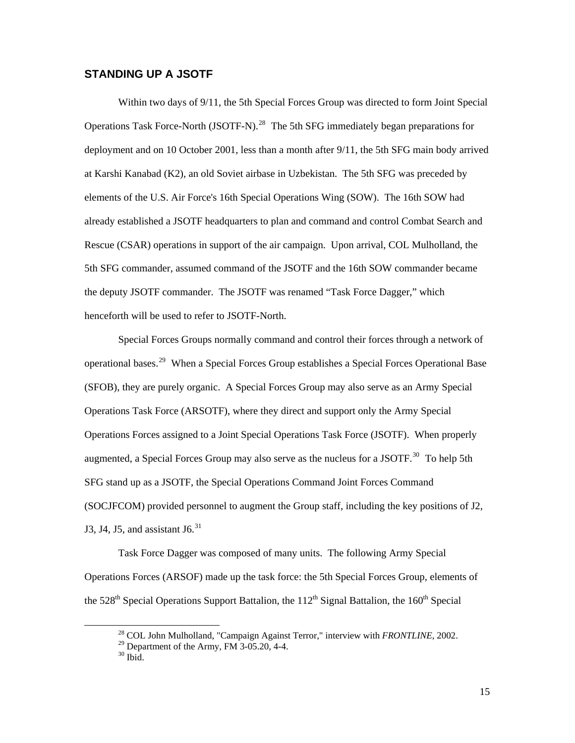## STANDING UP A JSOTF

Within two days of 9/11, the 5th Special Forces Group was directed to form Joint Special Operations Task Force-North (JSOTF-N).[28] The 5th SFG immediately began preparations for deployment and on 10 October 2001, less than a month after 9/11, the 5th SFG main body arrived at Karshi Kanabad (K2), an old Soviet airbase in Uzbekistan. The 5th SFG was preceded by elements of the U.S. Air Force's 16th Special Operations Wing (SOW). The 16th SOW had already established a JSOTF headquarters to plan and command and control Combat Search and Rescue (CSAR) operations in support of the air campaign. Upon arrival, COL Mulholland, the 5th SFG commander, assumed command of the JSOTF and the 16th SOW commander became the deputy JSOTF commander. The JSOTF was renamed "Task Force Dagger," which henceforth will be used to refer to JSOTF-North.

Special Forces Groups normally command and control their forces through a network of operational bases.[29] When a Special Forces Group establishes a Special Forces Operational Base (SFOB), they are purely organic. A Special Forces Group may also serve as an Army Special Operations Task Force (ARSOTF), where they direct and support only the Army Special Operations Forces assigned to a Joint Special Operations Task Force (JSOTF). When properly augmented, a Special Forces Group may also serve as the nucleus for a JSOTF.[30] To help 5th SFG stand up as a JSOTF, the Special Operations Command Joint Forces Command (SOCJFCOM) provided personnel to augment the Group staff, including the key positions of J2, J3, J4, J5, and assistant J6.[31]

Task Force Dagger was composed of many units. The following Army Special Operations Forces (ARSOF) made up the task force: the 5th Special Forces Group, elements of the 528th Special Operations Support Battalion, the 112th Signal Battalion, the 160th Special

---

[28] COL John Mulholland, "Campaign Against Terror," interview with *FRONTLINE*, 2002.
[29] Department of the Army, FM 3-05.20, 4-4.
[30] Ibid.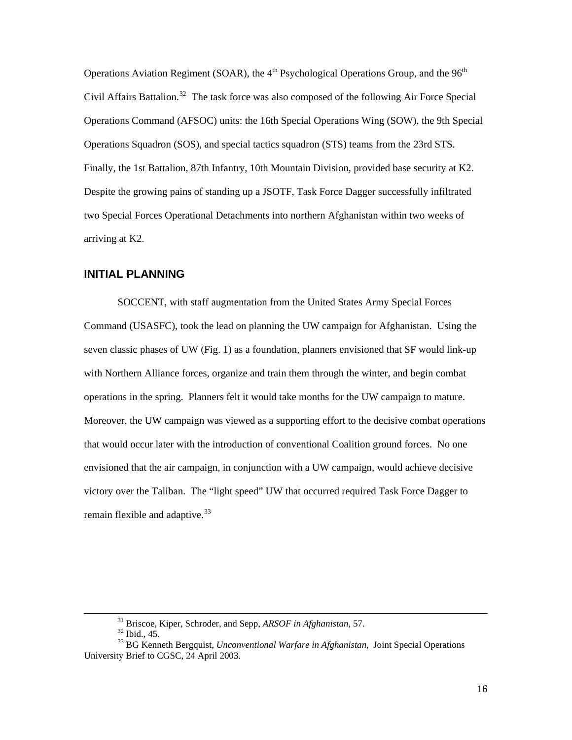Operations Aviation Regiment (SOAR), the 4th Psychological Operations Group, and the 96th Civil Affairs Battalion.[32] The task force was also composed of the following Air Force Special Operations Command (AFSOC) units: the 16th Special Operations Wing (SOW), the 9th Special Operations Squadron (SOS), and special tactics squadron (STS) teams from the 23rd STS. Finally, the 1st Battalion, 87th Infantry, 10th Mountain Division, provided base security at K2. Despite the growing pains of standing up a JSOTF, Task Force Dagger successfully infiltrated two Special Forces Operational Detachments into northern Afghanistan within two weeks of arriving at K2.

## INITIAL PLANNING

SOCCENT, with staff augmentation from the United States Army Special Forces Command (USASFC), took the lead on planning the UW campaign for Afghanistan. Using the seven classic phases of UW (Fig. 1) as a foundation, planners envisioned that SF would link-up with Northern Alliance forces, organize and train them through the winter, and begin combat operations in the spring. Planners felt it would take months for the UW campaign to mature. Moreover, the UW campaign was viewed as a supporting effort to the decisive combat operations that would occur later with the introduction of conventional Coalition ground forces. No one envisioned that the air campaign, in conjunction with a UW campaign, would achieve decisive victory over the Taliban. The "light speed" UW that occurred required Task Force Dagger to remain flexible and adaptive.[33]

---

[31] Briscoe, Kiper, Schroder, and Sepp, *ARSOF in Afghanistan*, 57.

[32] Ibid., 45.

[33] BG Kenneth Bergquist, *Unconventional Warfare in Afghanistan*, Joint Special Operations University Brief to CGSC, 24 April 2003.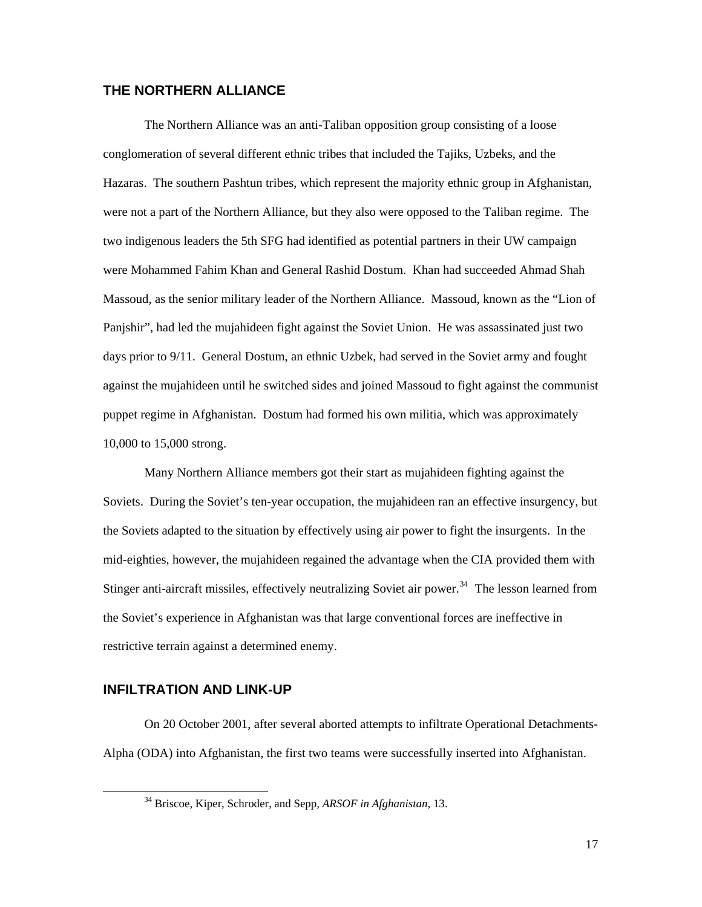## THE NORTHERN ALLIANCE

The Northern Alliance was an anti-Taliban opposition group consisting of a loose conglomeration of several different ethnic tribes that included the Tajiks, Uzbeks, and the Hazaras. The southern Pashtun tribes, which represent the majority ethnic group in Afghanistan, were not a part of the Northern Alliance, but they also were opposed to the Taliban regime. The two indigenous leaders the 5th SFG had identified as potential partners in their UW campaign were Mohammed Fahim Khan and General Rashid Dostum. Khan had succeeded Ahmad Shah Massoud, as the senior military leader of the Northern Alliance. Massoud, known as the "Lion of Panjshir", had led the mujahideen fight against the Soviet Union. He was assassinated just two days prior to 9/11. General Dostum, an ethnic Uzbek, had served in the Soviet army and fought against the mujahideen until he switched sides and joined Massoud to fight against the communist puppet regime in Afghanistan. Dostum had formed his own militia, which was approximately 10,000 to 15,000 strong.

Many Northern Alliance members got their start as mujahideen fighting against the Soviets. During the Soviet's ten-year occupation, the mujahideen ran an effective insurgency, but the Soviets adapted to the situation by effectively using air power to fight the insurgents. In the mid-eighties, however, the mujahideen regained the advantage when the CIA provided them with Stinger anti-aircraft missiles, effectively neutralizing Soviet air power.[34] The lesson learned from the Soviet's experience in Afghanistan was that large conventional forces are ineffective in restrictive terrain against a determined enemy.

## INFILTRATION AND LINK-UP

On 20 October 2001, after several aborted attempts to infiltrate Operational Detachments-Alpha (ODA) into Afghanistan, the first two teams were successfully inserted into Afghanistan.

[34] Briscoe, Kiper, Schroder, and Sepp, *ARSOF in Afghanistan*, 13.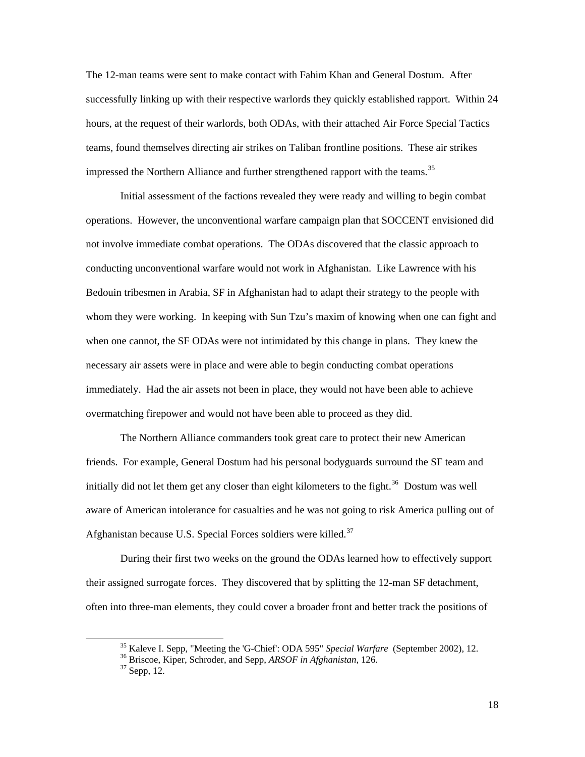The 12-man teams were sent to make contact with Fahim Khan and General Dostum. After successfully linking up with their respective warlords they quickly established rapport. Within 24 hours, at the request of their warlords, both ODAs, with their attached Air Force Special Tactics teams, found themselves directing air strikes on Taliban frontline positions. These air strikes impressed the Northern Alliance and further strengthened rapport with the teams.[35]

Initial assessment of the factions revealed they were ready and willing to begin combat operations. However, the unconventional warfare campaign plan that SOCCENT envisioned did not involve immediate combat operations. The ODAs discovered that the classic approach to conducting unconventional warfare would not work in Afghanistan. Like Lawrence with his Bedouin tribesmen in Arabia, SF in Afghanistan had to adapt their strategy to the people with whom they were working. In keeping with Sun Tzu's maxim of knowing when one can fight and when one cannot, the SF ODAs were not intimidated by this change in plans. They knew the necessary air assets were in place and were able to begin conducting combat operations immediately. Had the air assets not been in place, they would not have been able to achieve overmatching firepower and would not have been able to proceed as they did.

The Northern Alliance commanders took great care to protect their new American friends. For example, General Dostum had his personal bodyguards surround the SF team and initially did not let them get any closer than eight kilometers to the fight.[36] Dostum was well aware of American intolerance for casualties and he was not going to risk America pulling out of Afghanistan because U.S. Special Forces soldiers were killed.[37]

During their first two weeks on the ground the ODAs learned how to effectively support their assigned surrogate forces. They discovered that by splitting the 12-man SF detachment, often into three-man elements, they could cover a broader front and better track the positions of

---

[35] Kaleve I. Sepp, "Meeting the 'G-Chief': ODA 595" *Special Warfare* (September 2002), 12.

[36] Briscoe, Kiper, Schroder, and Sepp, *ARSOF in Afghanistan*, 126.

[37] Sepp, 12.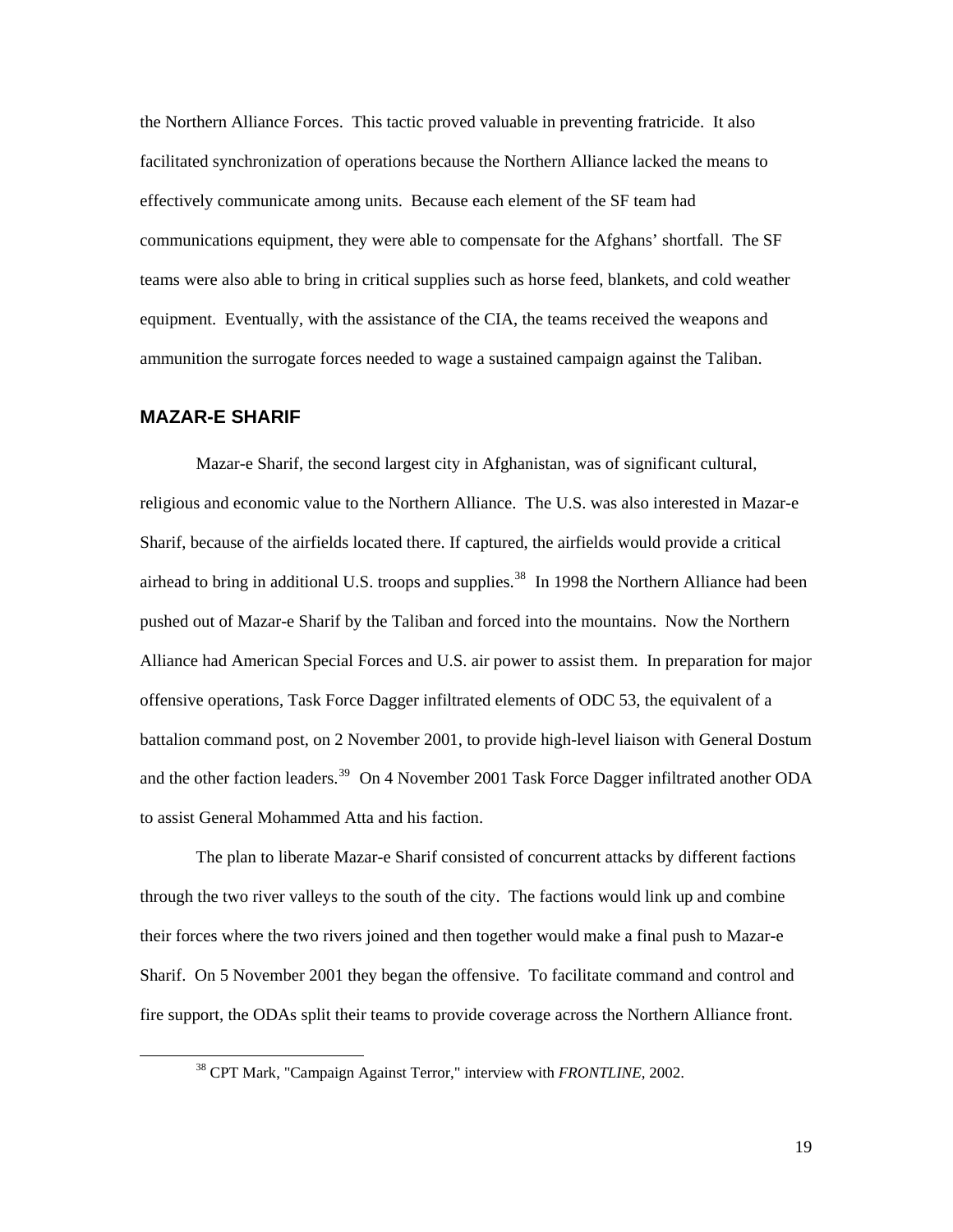the Northern Alliance Forces. This tactic proved valuable in preventing fratricide. It also facilitated synchronization of operations because the Northern Alliance lacked the means to effectively communicate among units. Because each element of the SF team had communications equipment, they were able to compensate for the Afghans' shortfall. The SF teams were also able to bring in critical supplies such as horse feed, blankets, and cold weather equipment. Eventually, with the assistance of the CIA, the teams received the weapons and ammunition the surrogate forces needed to wage a sustained campaign against the Taliban.

## MAZAR-E SHARIF

Mazar-e Sharif, the second largest city in Afghanistan, was of significant cultural, religious and economic value to the Northern Alliance. The U.S. was also interested in Mazar-e Sharif, because of the airfields located there. If captured, the airfields would provide a critical airhead to bring in additional U.S. troops and supplies.[38] In 1998 the Northern Alliance had been pushed out of Mazar-e Sharif by the Taliban and forced into the mountains. Now the Northern Alliance had American Special Forces and U.S. air power to assist them. In preparation for major offensive operations, Task Force Dagger infiltrated elements of ODC 53, the equivalent of a battalion command post, on 2 November 2001, to provide high-level liaison with General Dostum and the other faction leaders.[39] On 4 November 2001 Task Force Dagger infiltrated another ODA to assist General Mohammed Atta and his faction.

The plan to liberate Mazar-e Sharif consisted of concurrent attacks by different factions through the two river valleys to the south of the city. The factions would link up and combine their forces where the two rivers joined and then together would make a final push to Mazar-e Sharif. On 5 November 2001 they began the offensive. To facilitate command and control and fire support, the ODAs split their teams to provide coverage across the Northern Alliance front.

[38] CPT Mark, "Campaign Against Terror," interview with *FRONTLINE*, 2002.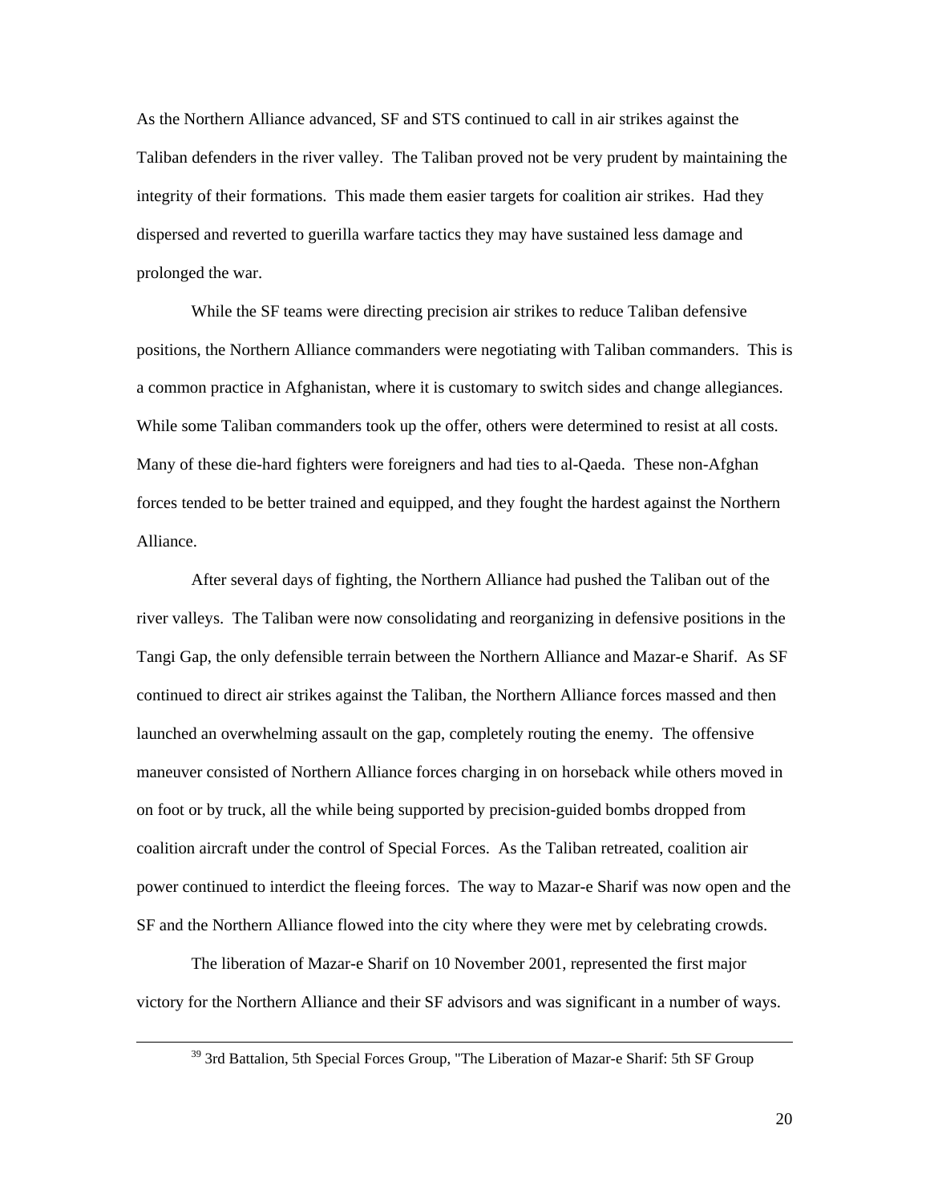As the Northern Alliance advanced, SF and STS continued to call in air strikes against the Taliban defenders in the river valley. The Taliban proved not be very prudent by maintaining the integrity of their formations. This made them easier targets for coalition air strikes. Had they dispersed and reverted to guerilla warfare tactics they may have sustained less damage and prolonged the war.

While the SF teams were directing precision air strikes to reduce Taliban defensive positions, the Northern Alliance commanders were negotiating with Taliban commanders. This is a common practice in Afghanistan, where it is customary to switch sides and change allegiances. While some Taliban commanders took up the offer, others were determined to resist at all costs. Many of these die-hard fighters were foreigners and had ties to al-Qaeda. These non-Afghan forces tended to be better trained and equipped, and they fought the hardest against the Northern Alliance.

After several days of fighting, the Northern Alliance had pushed the Taliban out of the river valleys. The Taliban were now consolidating and reorganizing in defensive positions in the Tangi Gap, the only defensible terrain between the Northern Alliance and Mazar-e Sharif. As SF continued to direct air strikes against the Taliban, the Northern Alliance forces massed and then launched an overwhelming assault on the gap, completely routing the enemy. The offensive maneuver consisted of Northern Alliance forces charging in on horseback while others moved in on foot or by truck, all the while being supported by precision-guided bombs dropped from coalition aircraft under the control of Special Forces. As the Taliban retreated, coalition air power continued to interdict the fleeing forces. The way to Mazar-e Sharif was now open and the SF and the Northern Alliance flowed into the city where they were met by celebrating crowds.

The liberation of Mazar-e Sharif on 10 November 2001, represented the first major victory for the Northern Alliance and their SF advisors and was significant in a number of ways.

---

[39] 3rd Battalion, 5th Special Forces Group, "The Liberation of Mazar-e Sharif: 5th SF Group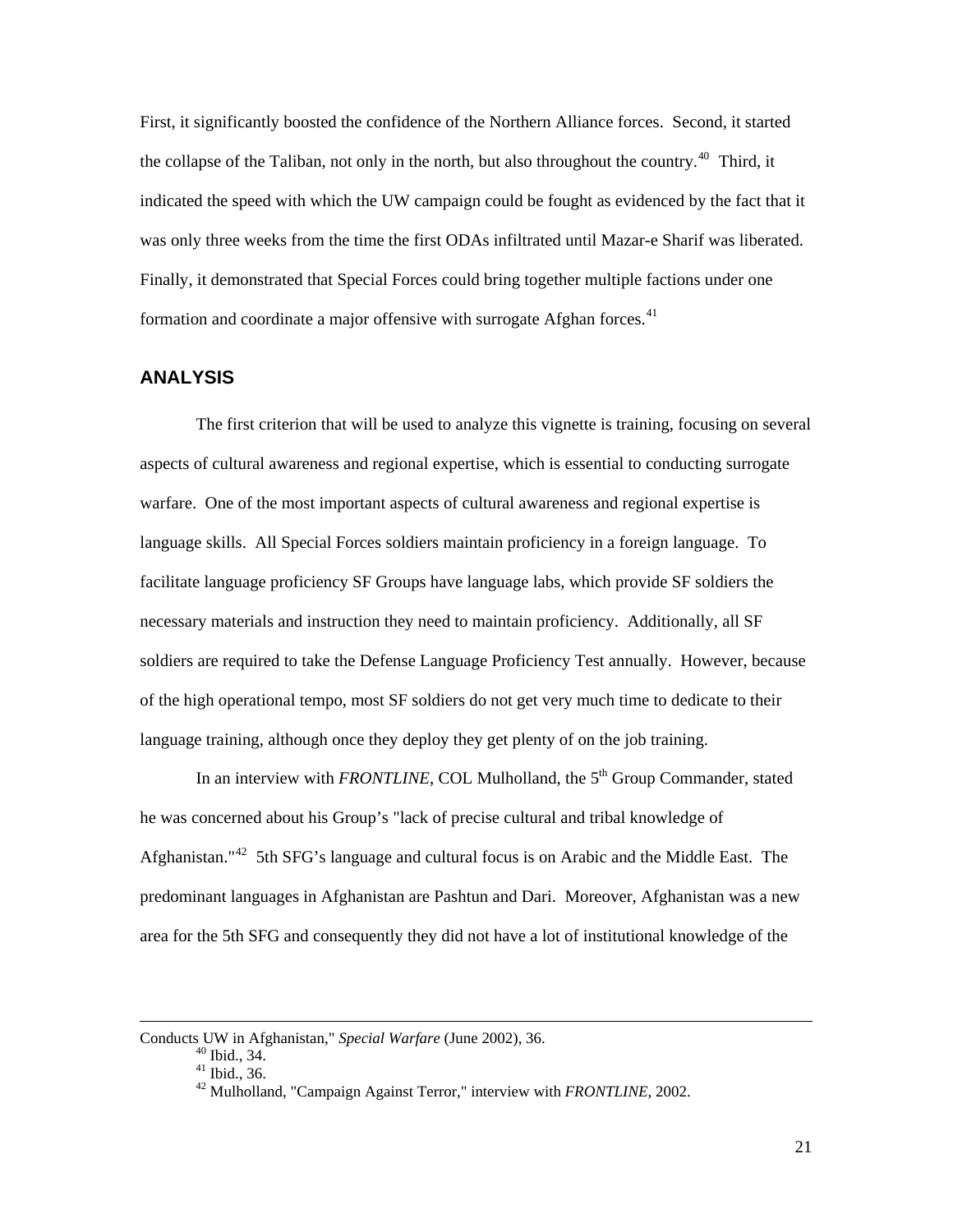First, it significantly boosted the confidence of the Northern Alliance forces. Second, it started the collapse of the Taliban, not only in the north, but also throughout the country.[40] Third, it indicated the speed with which the UW campaign could be fought as evidenced by the fact that it was only three weeks from the time the first ODAs infiltrated until Mazar-e Sharif was liberated. Finally, it demonstrated that Special Forces could bring together multiple factions under one formation and coordinate a major offensive with surrogate Afghan forces.[41]

## ANALYSIS

The first criterion that will be used to analyze this vignette is training, focusing on several aspects of cultural awareness and regional expertise, which is essential to conducting surrogate warfare. One of the most important aspects of cultural awareness and regional expertise is language skills. All Special Forces soldiers maintain proficiency in a foreign language. To facilitate language proficiency SF Groups have language labs, which provide SF soldiers the necessary materials and instruction they need to maintain proficiency. Additionally, all SF soldiers are required to take the Defense Language Proficiency Test annually. However, because of the high operational tempo, most SF soldiers do not get very much time to dedicate to their language training, although once they deploy they get plenty of on the job training.

In an interview with *FRONTLINE*, COL Mulholland, the 5th Group Commander, stated he was concerned about his Group's "lack of precise cultural and tribal knowledge of Afghanistan."[42] 5th SFG's language and cultural focus is on Arabic and the Middle East. The predominant languages in Afghanistan are Pashtun and Dari. Moreover, Afghanistan was a new area for the 5th SFG and consequently they did not have a lot of institutional knowledge of the

---

Conducts UW in Afghanistan," *Special Warfare* (June 2002), 36.

[40] Ibid., 34.

[41] Ibid., 36.

[42] Mulholland, "Campaign Against Terror," interview with *FRONTLINE*, 2002.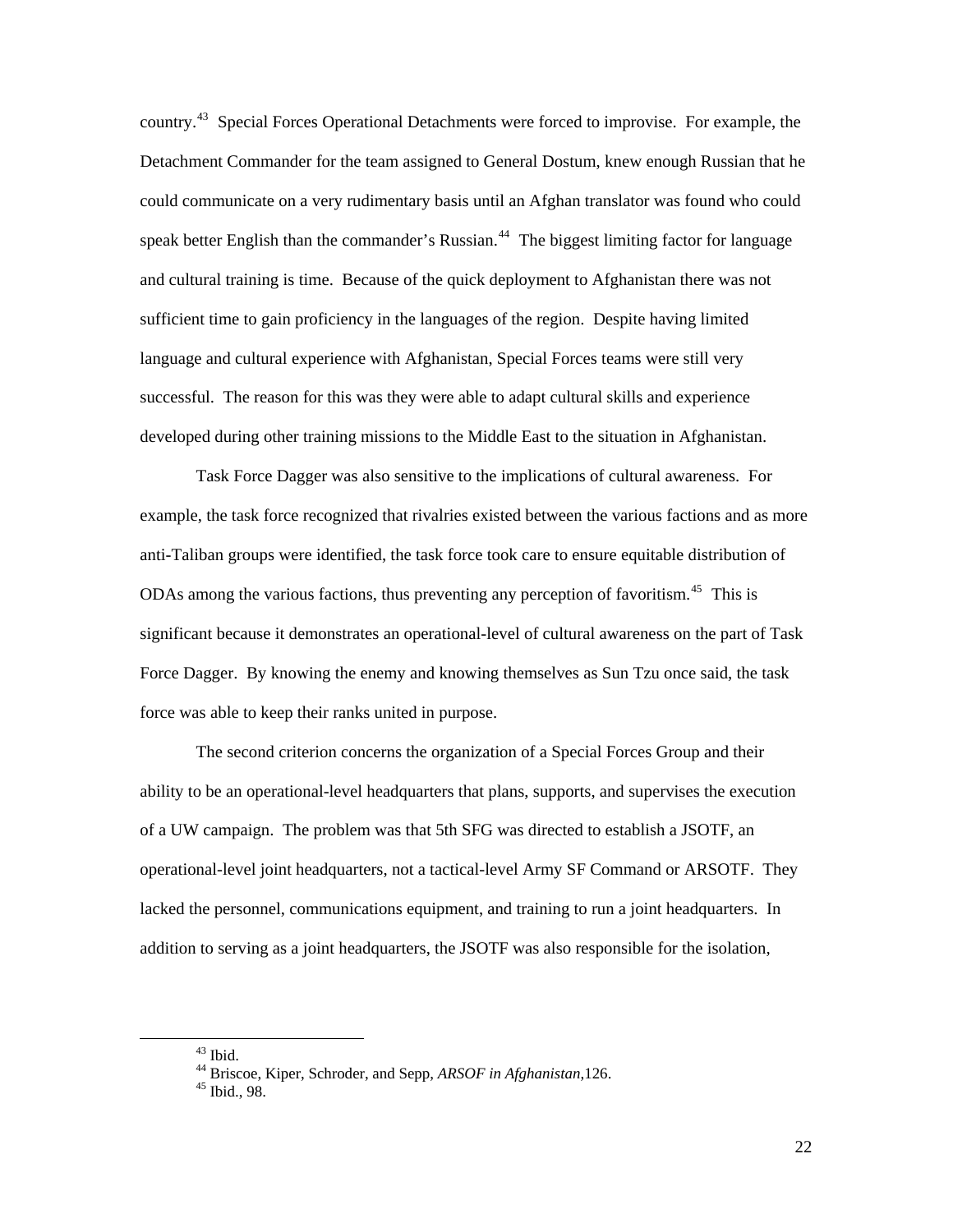country.[43] Special Forces Operational Detachments were forced to improvise. For example, the Detachment Commander for the team assigned to General Dostum, knew enough Russian that he could communicate on a very rudimentary basis until an Afghan translator was found who could speak better English than the commander's Russian.[44] The biggest limiting factor for language and cultural training is time. Because of the quick deployment to Afghanistan there was not sufficient time to gain proficiency in the languages of the region. Despite having limited language and cultural experience with Afghanistan, Special Forces teams were still very successful. The reason for this was they were able to adapt cultural skills and experience developed during other training missions to the Middle East to the situation in Afghanistan.

Task Force Dagger was also sensitive to the implications of cultural awareness. For example, the task force recognized that rivalries existed between the various factions and as more anti-Taliban groups were identified, the task force took care to ensure equitable distribution of ODAs among the various factions, thus preventing any perception of favoritism.[45] This is significant because it demonstrates an operational-level of cultural awareness on the part of Task Force Dagger. By knowing the enemy and knowing themselves as Sun Tzu once said, the task force was able to keep their ranks united in purpose.

The second criterion concerns the organization of a Special Forces Group and their ability to be an operational-level headquarters that plans, supports, and supervises the execution of a UW campaign. The problem was that 5th SFG was directed to establish a JSOTF, an operational-level joint headquarters, not a tactical-level Army SF Command or ARSOTF. They lacked the personnel, communications equipment, and training to run a joint headquarters. In addition to serving as a joint headquarters, the JSOTF was also responsible for the isolation,

---

[43] Ibid.
[44] Briscoe, Kiper, Schroder, and Sepp, *ARSOF in Afghanistan*,126.
[45] Ibid., 98.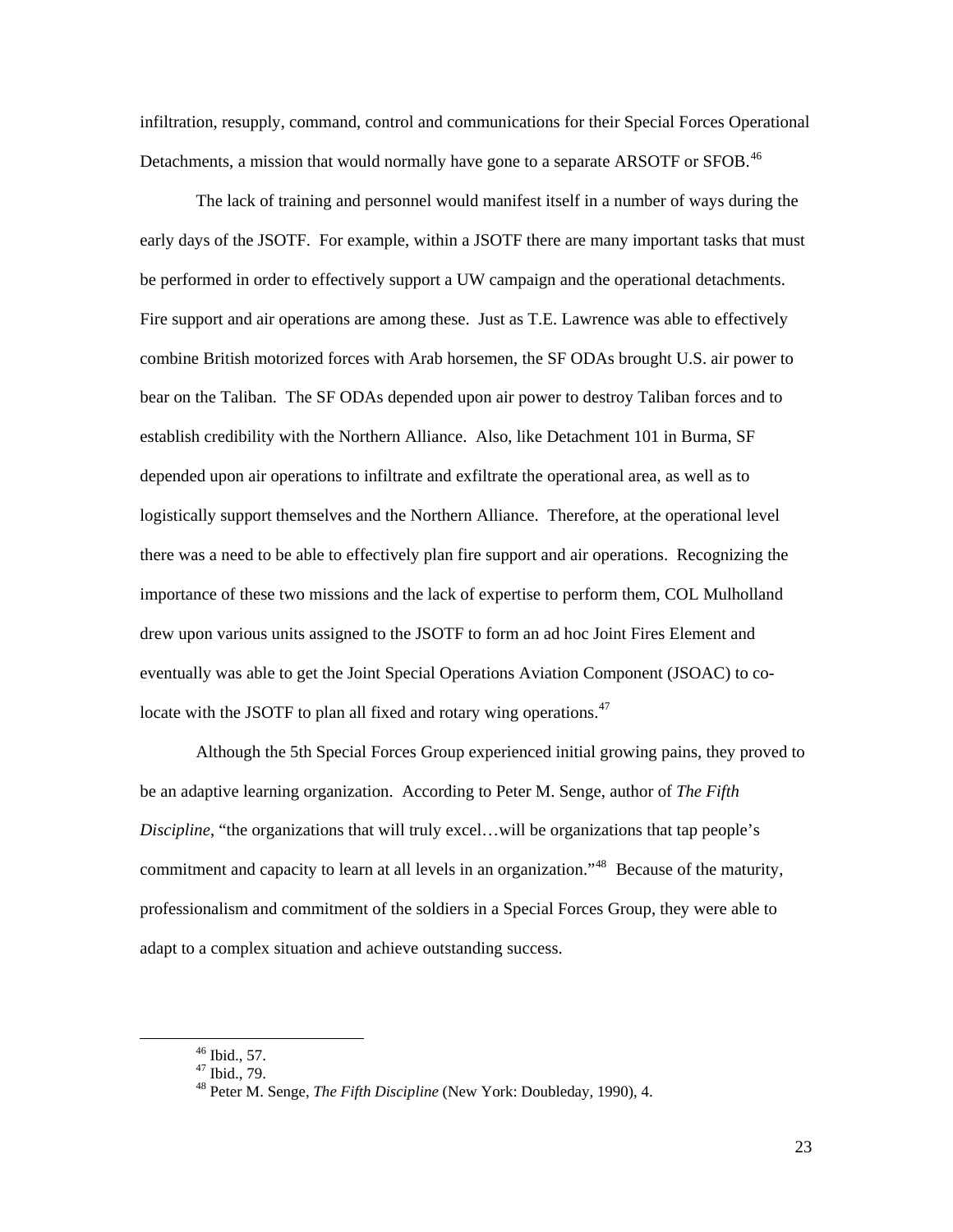infiltration, resupply, command, control and communications for their Special Forces Operational Detachments, a mission that would normally have gone to a separate ARSOTF or SFOB.[46]

The lack of training and personnel would manifest itself in a number of ways during the early days of the JSOTF. For example, within a JSOTF there are many important tasks that must be performed in order to effectively support a UW campaign and the operational detachments. Fire support and air operations are among these. Just as T.E. Lawrence was able to effectively combine British motorized forces with Arab horsemen, the SF ODAs brought U.S. air power to bear on the Taliban. The SF ODAs depended upon air power to destroy Taliban forces and to establish credibility with the Northern Alliance. Also, like Detachment 101 in Burma, SF depended upon air operations to infiltrate and exfiltrate the operational area, as well as to logistically support themselves and the Northern Alliance. Therefore, at the operational level there was a need to be able to effectively plan fire support and air operations. Recognizing the importance of these two missions and the lack of expertise to perform them, COL Mulholland drew upon various units assigned to the JSOTF to form an ad hoc Joint Fires Element and eventually was able to get the Joint Special Operations Aviation Component (JSOAC) to co-locate with the JSOTF to plan all fixed and rotary wing operations.[47]

Although the 5th Special Forces Group experienced initial growing pains, they proved to be an adaptive learning organization. According to Peter M. Senge, author of *The Fifth Discipline*, "the organizations that will truly excel…will be organizations that tap people's commitment and capacity to learn at all levels in an organization."[48] Because of the maturity, professionalism and commitment of the soldiers in a Special Forces Group, they were able to adapt to a complex situation and achieve outstanding success.

---

[46] Ibid., 57.
[47] Ibid., 79.
[48] Peter M. Senge, *The Fifth Discipline* (New York: Doubleday, 1990), 4.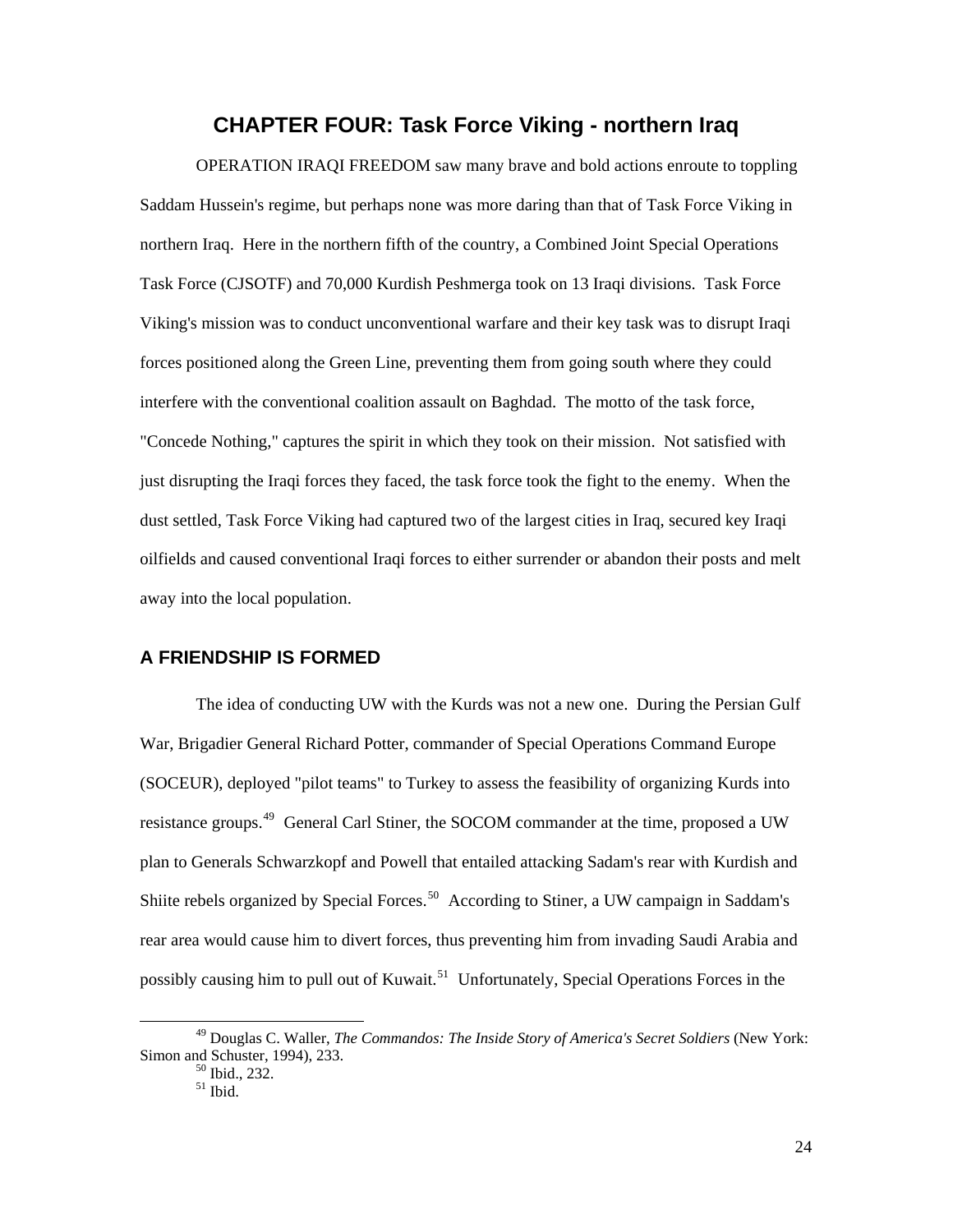## CHAPTER FOUR: Task Force Viking - northern Iraq

OPERATION IRAQI FREEDOM saw many brave and bold actions enroute to toppling Saddam Hussein's regime, but perhaps none was more daring than that of Task Force Viking in northern Iraq. Here in the northern fifth of the country, a Combined Joint Special Operations Task Force (CJSOTF) and 70,000 Kurdish Peshmerga took on 13 Iraqi divisions. Task Force Viking's mission was to conduct unconventional warfare and their key task was to disrupt Iraqi forces positioned along the Green Line, preventing them from going south where they could interfere with the conventional coalition assault on Baghdad. The motto of the task force, "Concede Nothing," captures the spirit in which they took on their mission. Not satisfied with just disrupting the Iraqi forces they faced, the task force took the fight to the enemy. When the dust settled, Task Force Viking had captured two of the largest cities in Iraq, secured key Iraqi oilfields and caused conventional Iraqi forces to either surrender or abandon their posts and melt away into the local population.

### A FRIENDSHIP IS FORMED

The idea of conducting UW with the Kurds was not a new one. During the Persian Gulf War, Brigadier General Richard Potter, commander of Special Operations Command Europe (SOCEUR), deployed "pilot teams" to Turkey to assess the feasibility of organizing Kurds into resistance groups.[49] General Carl Stiner, the SOCOM commander at the time, proposed a UW plan to Generals Schwarzkopf and Powell that entailed attacking Sadam's rear with Kurdish and Shiite rebels organized by Special Forces.[50] According to Stiner, a UW campaign in Saddam's rear area would cause him to divert forces, thus preventing him from invading Saudi Arabia and possibly causing him to pull out of Kuwait.[51] Unfortunately, Special Operations Forces in the

---

[49] Douglas C. Waller, *The Commandos: The Inside Story of America's Secret Soldiers* (New York: Simon and Schuster, 1994), 233.

[50] Ibid., 232.

[51] Ibid.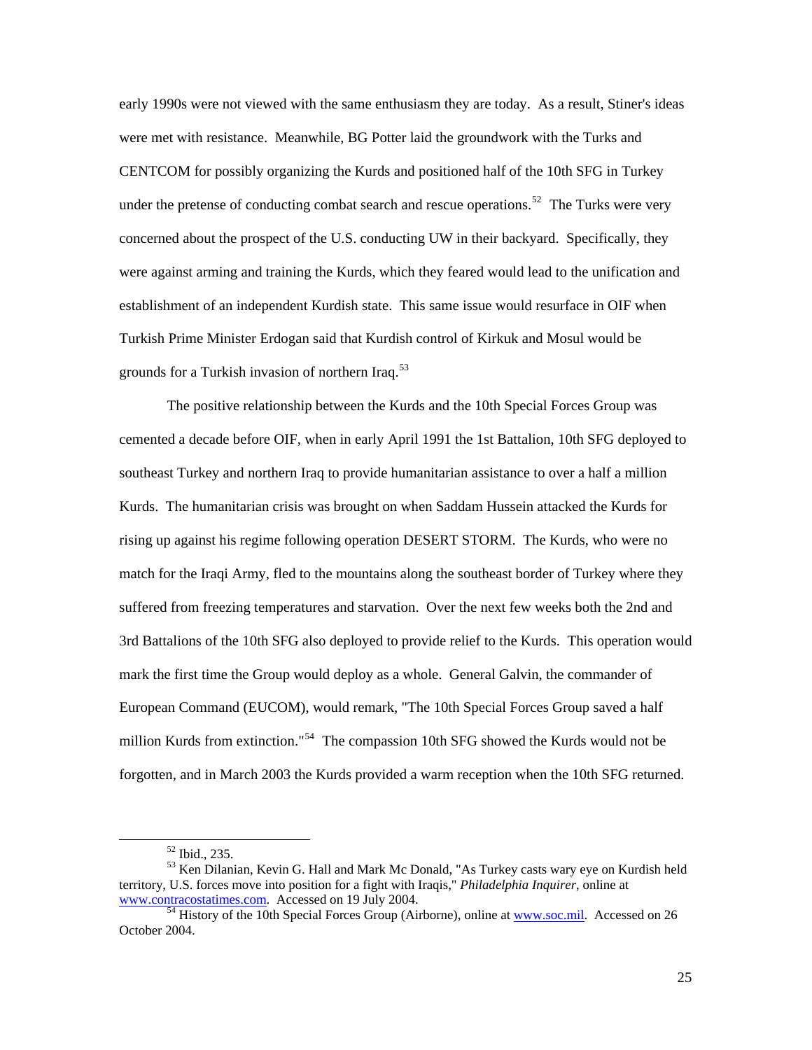early 1990s were not viewed with the same enthusiasm they are today. As a result, Stiner's ideas were met with resistance. Meanwhile, BG Potter laid the groundwork with the Turks and CENTCOM for possibly organizing the Kurds and positioned half of the 10th SFG in Turkey under the pretense of conducting combat search and rescue operations.[52] The Turks were very concerned about the prospect of the U.S. conducting UW in their backyard. Specifically, they were against arming and training the Kurds, which they feared would lead to the unification and establishment of an independent Kurdish state. This same issue would resurface in OIF when Turkish Prime Minister Erdogan said that Kurdish control of Kirkuk and Mosul would be grounds for a Turkish invasion of northern Iraq.[53]

The positive relationship between the Kurds and the 10th Special Forces Group was cemented a decade before OIF, when in early April 1991 the 1st Battalion, 10th SFG deployed to southeast Turkey and northern Iraq to provide humanitarian assistance to over a half a million Kurds. The humanitarian crisis was brought on when Saddam Hussein attacked the Kurds for rising up against his regime following operation DESERT STORM. The Kurds, who were no match for the Iraqi Army, fled to the mountains along the southeast border of Turkey where they suffered from freezing temperatures and starvation. Over the next few weeks both the 2nd and 3rd Battalions of the 10th SFG also deployed to provide relief to the Kurds. This operation would mark the first time the Group would deploy as a whole. General Galvin, the commander of European Command (EUCOM), would remark, "The 10th Special Forces Group saved a half million Kurds from extinction."[54] The compassion 10th SFG showed the Kurds would not be forgotten, and in March 2003 the Kurds provided a warm reception when the 10th SFG returned.

---

[52] Ibid., 235.

[53] Ken Dilanian, Kevin G. Hall and Mark Mc Donald, "As Turkey casts wary eye on Kurdish held territory, U.S. forces move into position for a fight with Iraqis," *Philadelphia Inquirer*, online at www.contracostatimes.com. Accessed on 19 July 2004.

[54] History of the 10th Special Forces Group (Airborne), online at www.soc.mil. Accessed on 26 October 2004.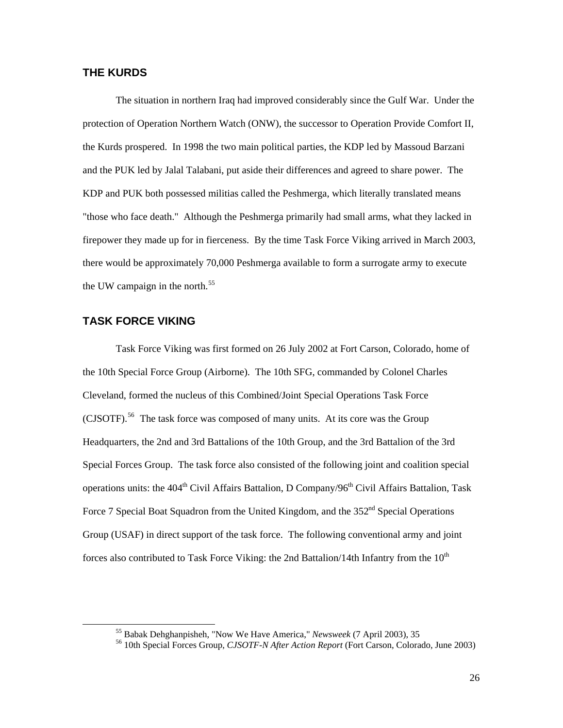## THE KURDS

The situation in northern Iraq had improved considerably since the Gulf War. Under the protection of Operation Northern Watch (ONW), the successor to Operation Provide Comfort II, the Kurds prospered. In 1998 the two main political parties, the KDP led by Massoud Barzani and the PUK led by Jalal Talabani, put aside their differences and agreed to share power. The KDP and PUK both possessed militias called the Peshmerga, which literally translated means "those who face death." Although the Peshmerga primarily had small arms, what they lacked in firepower they made up for in fierceness. By the time Task Force Viking arrived in March 2003, there would be approximately 70,000 Peshmerga available to form a surrogate army to execute the UW campaign in the north.[55]

## TASK FORCE VIKING

Task Force Viking was first formed on 26 July 2002 at Fort Carson, Colorado, home of the 10th Special Force Group (Airborne). The 10th SFG, commanded by Colonel Charles Cleveland, formed the nucleus of this Combined/Joint Special Operations Task Force (CJSOTF).[56] The task force was composed of many units. At its core was the Group Headquarters, the 2nd and 3rd Battalions of the 10th Group, and the 3rd Battalion of the 3rd Special Forces Group. The task force also consisted of the following joint and coalition special operations units: the 404th Civil Affairs Battalion, D Company/96th Civil Affairs Battalion, Task Force 7 Special Boat Squadron from the United Kingdom, and the 352nd Special Operations Group (USAF) in direct support of the task force. The following conventional army and joint forces also contributed to Task Force Viking: the 2nd Battalion/14th Infantry from the 10th

---

[55] Babak Dehghanpisheh, "Now We Have America," *Newsweek* (7 April 2003), 35

[56] 10th Special Forces Group, *CJSOTF-N After Action Report* (Fort Carson, Colorado, June 2003)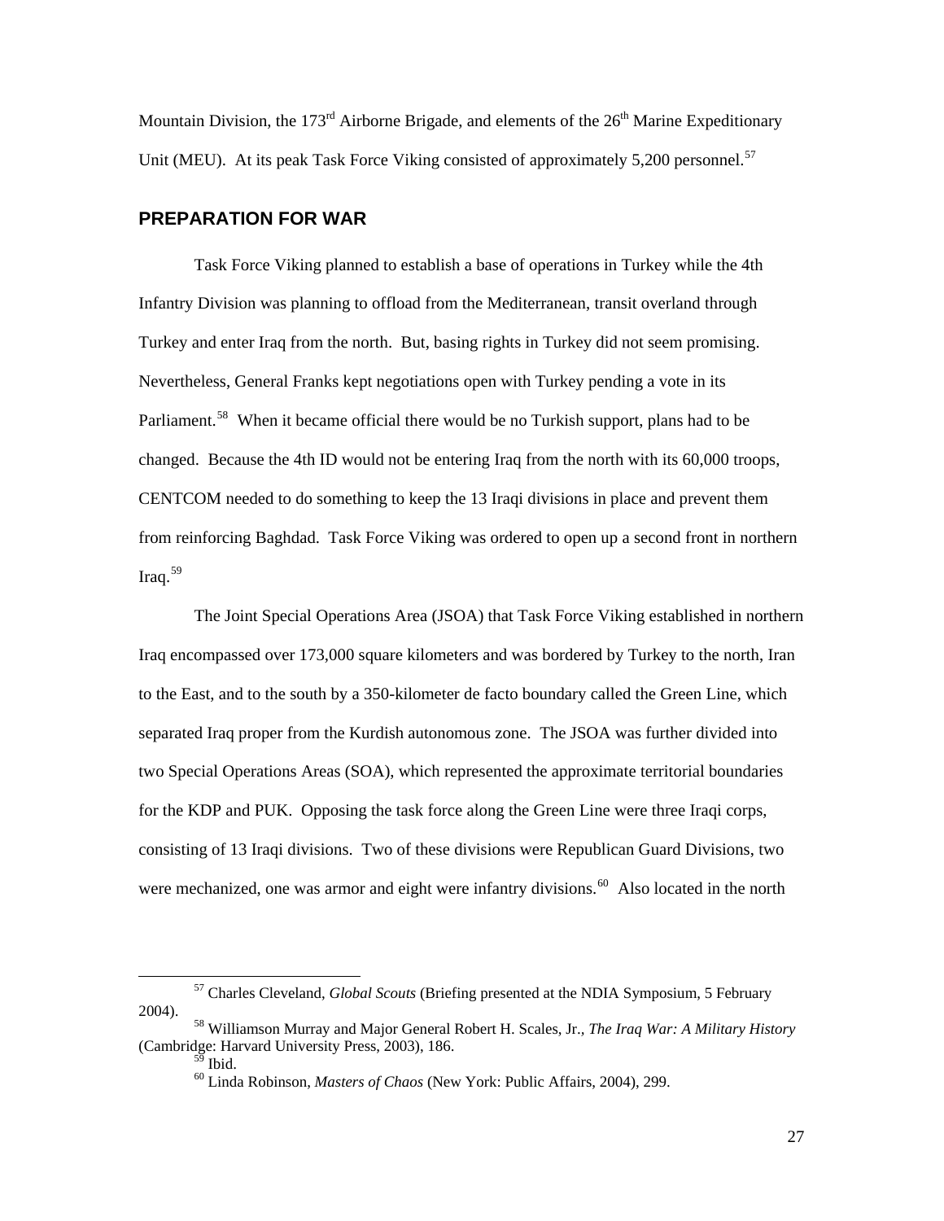Mountain Division, the 173rd Airborne Brigade, and elements of the 26th Marine Expeditionary Unit (MEU). At its peak Task Force Viking consisted of approximately 5,200 personnel.[57]

## PREPARATION FOR WAR

Task Force Viking planned to establish a base of operations in Turkey while the 4th Infantry Division was planning to offload from the Mediterranean, transit overland through Turkey and enter Iraq from the north. But, basing rights in Turkey did not seem promising. Nevertheless, General Franks kept negotiations open with Turkey pending a vote in its Parliament.[58] When it became official there would be no Turkish support, plans had to be changed. Because the 4th ID would not be entering Iraq from the north with its 60,000 troops, CENTCOM needed to do something to keep the 13 Iraqi divisions in place and prevent them from reinforcing Baghdad. Task Force Viking was ordered to open up a second front in northern Iraq.[59]

The Joint Special Operations Area (JSOA) that Task Force Viking established in northern Iraq encompassed over 173,000 square kilometers and was bordered by Turkey to the north, Iran to the East, and to the south by a 350-kilometer de facto boundary called the Green Line, which separated Iraq proper from the Kurdish autonomous zone. The JSOA was further divided into two Special Operations Areas (SOA), which represented the approximate territorial boundaries for the KDP and PUK. Opposing the task force along the Green Line were three Iraqi corps, consisting of 13 Iraqi divisions. Two of these divisions were Republican Guard Divisions, two were mechanized, one was armor and eight were infantry divisions.[60] Also located in the north

---

[57] Charles Cleveland, *Global Scouts* (Briefing presented at the NDIA Symposium, 5 February 2004).

[58] Williamson Murray and Major General Robert H. Scales, Jr., *The Iraq War: A Military History* (Cambridge: Harvard University Press, 2003), 186.

[59] Ibid.

[60] Linda Robinson, *Masters of Chaos* (New York: Public Affairs, 2004), 299.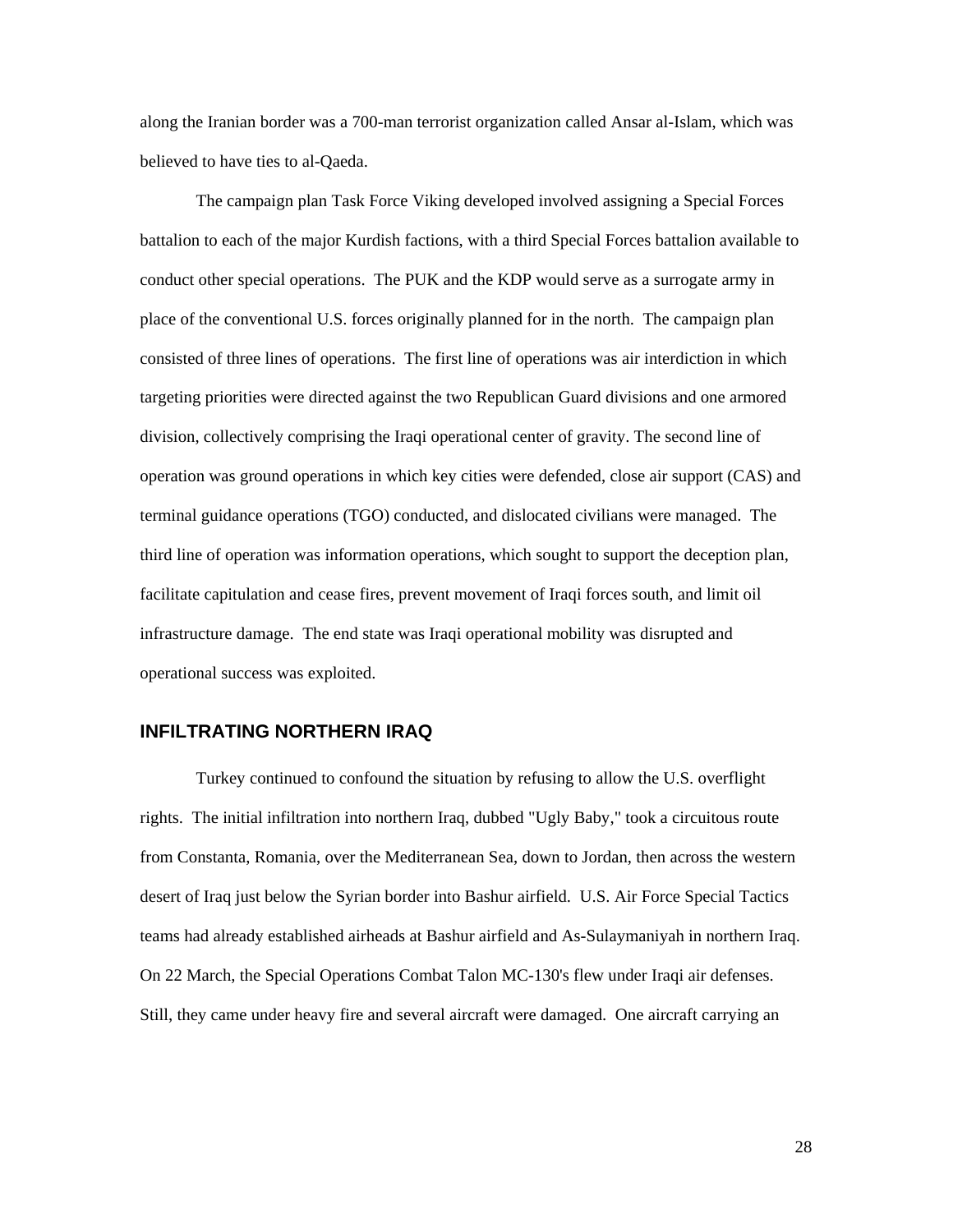along the Iranian border was a 700-man terrorist organization called Ansar al-Islam, which was believed to have ties to al-Qaeda.

The campaign plan Task Force Viking developed involved assigning a Special Forces battalion to each of the major Kurdish factions, with a third Special Forces battalion available to conduct other special operations. The PUK and the KDP would serve as a surrogate army in place of the conventional U.S. forces originally planned for in the north. The campaign plan consisted of three lines of operations. The first line of operations was air interdiction in which targeting priorities were directed against the two Republican Guard divisions and one armored division, collectively comprising the Iraqi operational center of gravity. The second line of operation was ground operations in which key cities were defended, close air support (CAS) and terminal guidance operations (TGO) conducted, and dislocated civilians were managed. The third line of operation was information operations, which sought to support the deception plan, facilitate capitulation and cease fires, prevent movement of Iraqi forces south, and limit oil infrastructure damage. The end state was Iraqi operational mobility was disrupted and operational success was exploited.

## INFILTRATING NORTHERN IRAQ

Turkey continued to confound the situation by refusing to allow the U.S. overflight rights. The initial infiltration into northern Iraq, dubbed "Ugly Baby," took a circuitous route from Constanta, Romania, over the Mediterranean Sea, down to Jordan, then across the western desert of Iraq just below the Syrian border into Bashur airfield. U.S. Air Force Special Tactics teams had already established airheads at Bashur airfield and As-Sulaymaniyah in northern Iraq. On 22 March, the Special Operations Combat Talon MC-130's flew under Iraqi air defenses. Still, they came under heavy fire and several aircraft were damaged. One aircraft carrying an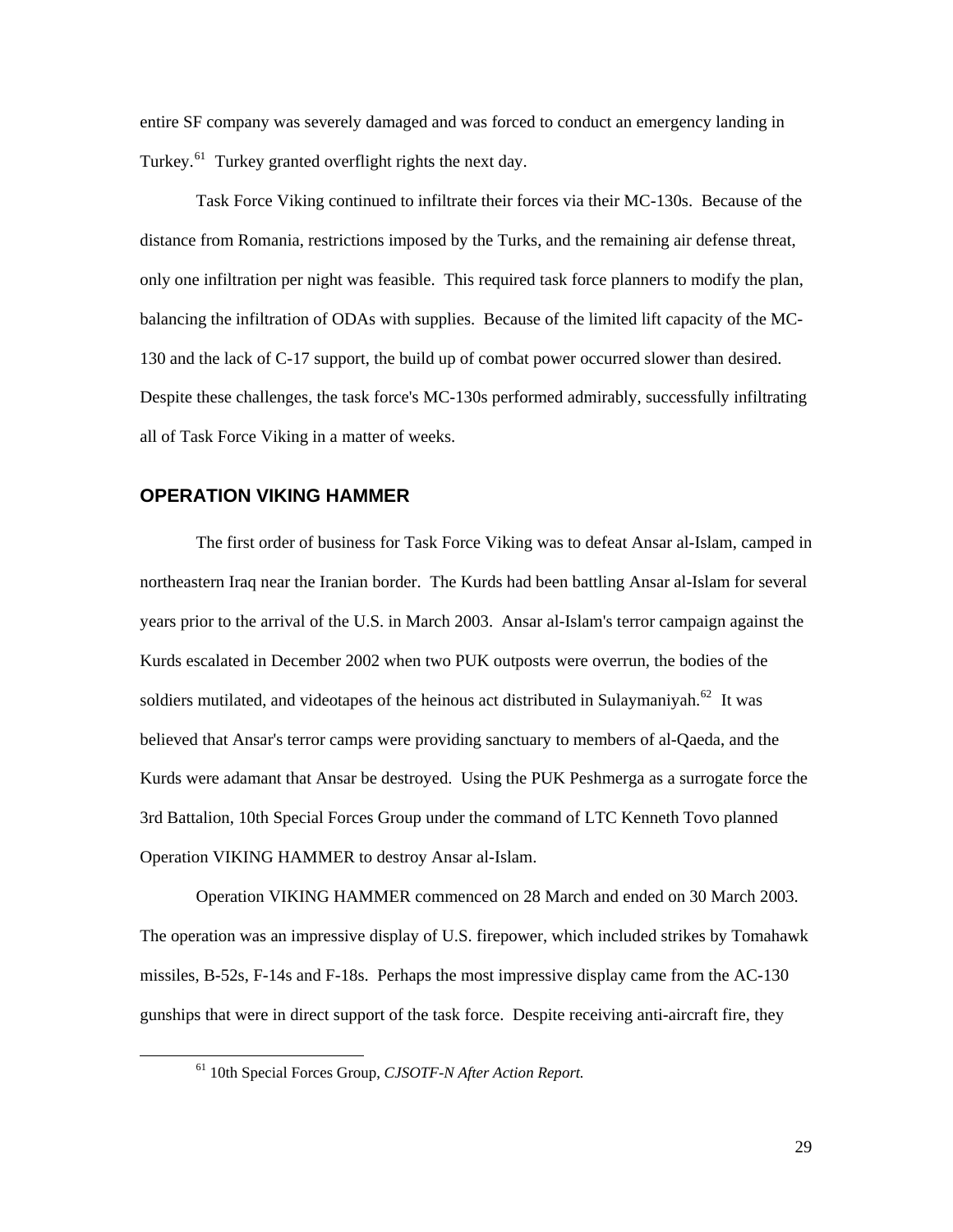entire SF company was severely damaged and was forced to conduct an emergency landing in Turkey.[61] Turkey granted overflight rights the next day.

Task Force Viking continued to infiltrate their forces via their MC-130s. Because of the distance from Romania, restrictions imposed by the Turks, and the remaining air defense threat, only one infiltration per night was feasible. This required task force planners to modify the plan, balancing the infiltration of ODAs with supplies. Because of the limited lift capacity of the MC-130 and the lack of C-17 support, the build up of combat power occurred slower than desired. Despite these challenges, the task force's MC-130s performed admirably, successfully infiltrating all of Task Force Viking in a matter of weeks.

## OPERATION VIKING HAMMER

The first order of business for Task Force Viking was to defeat Ansar al-Islam, camped in northeastern Iraq near the Iranian border. The Kurds had been battling Ansar al-Islam for several years prior to the arrival of the U.S. in March 2003. Ansar al-Islam's terror campaign against the Kurds escalated in December 2002 when two PUK outposts were overrun, the bodies of the soldiers mutilated, and videotapes of the heinous act distributed in Sulaymaniyah.[62] It was believed that Ansar's terror camps were providing sanctuary to members of al-Qaeda, and the Kurds were adamant that Ansar be destroyed. Using the PUK Peshmerga as a surrogate force the 3rd Battalion, 10th Special Forces Group under the command of LTC Kenneth Tovo planned Operation VIKING HAMMER to destroy Ansar al-Islam.

Operation VIKING HAMMER commenced on 28 March and ended on 30 March 2003. The operation was an impressive display of U.S. firepower, which included strikes by Tomahawk missiles, B-52s, F-14s and F-18s. Perhaps the most impressive display came from the AC-130 gunships that were in direct support of the task force. Despite receiving anti-aircraft fire, they

[61] 10th Special Forces Group, *CJSOTF-N After Action Report.*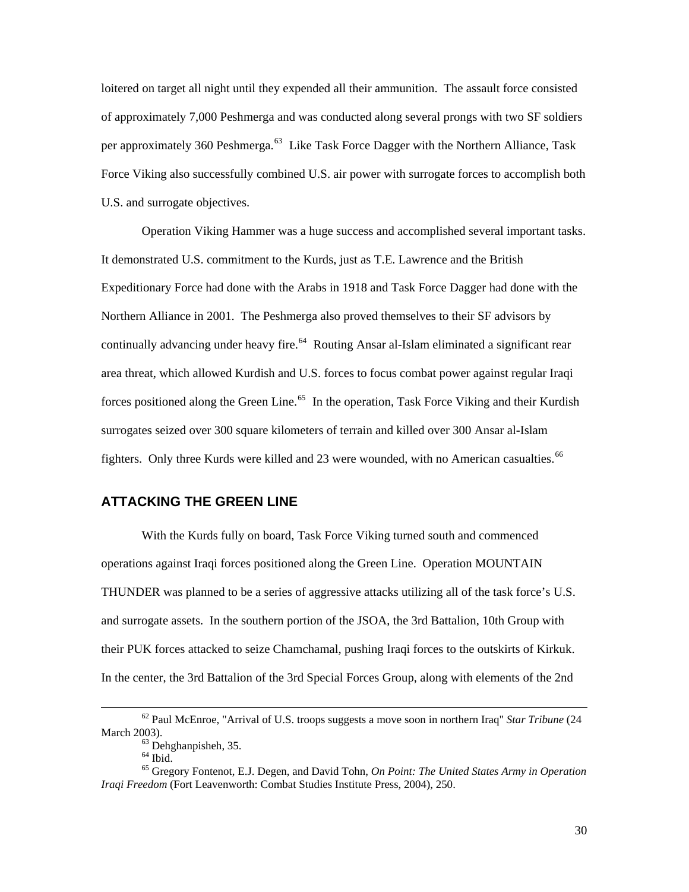loitered on target all night until they expended all their ammunition. The assault force consisted of approximately 7,000 Peshmerga and was conducted along several prongs with two SF soldiers per approximately 360 Peshmerga.[63] Like Task Force Dagger with the Northern Alliance, Task Force Viking also successfully combined U.S. air power with surrogate forces to accomplish both U.S. and surrogate objectives.

Operation Viking Hammer was a huge success and accomplished several important tasks. It demonstrated U.S. commitment to the Kurds, just as T.E. Lawrence and the British Expeditionary Force had done with the Arabs in 1918 and Task Force Dagger had done with the Northern Alliance in 2001. The Peshmerga also proved themselves to their SF advisors by continually advancing under heavy fire.[64] Routing Ansar al-Islam eliminated a significant rear area threat, which allowed Kurdish and U.S. forces to focus combat power against regular Iraqi forces positioned along the Green Line.[65] In the operation, Task Force Viking and their Kurdish surrogates seized over 300 square kilometers of terrain and killed over 300 Ansar al-Islam fighters. Only three Kurds were killed and 23 were wounded, with no American casualties.[66]

## ATTACKING THE GREEN LINE

With the Kurds fully on board, Task Force Viking turned south and commenced operations against Iraqi forces positioned along the Green Line. Operation MOUNTAIN THUNDER was planned to be a series of aggressive attacks utilizing all of the task force's U.S. and surrogate assets. In the southern portion of the JSOA, the 3rd Battalion, 10th Group with their PUK forces attacked to seize Chamchamal, pushing Iraqi forces to the outskirts of Kirkuk. In the center, the 3rd Battalion of the 3rd Special Forces Group, along with elements of the 2nd

---

[62] Paul McEnroe, "Arrival of U.S. troops suggests a move soon in northern Iraq" *Star Tribune* (24 March 2003).

[63] Dehghanpisheh, 35.

[64] Ibid.

[65] Gregory Fontenot, E.J. Degen, and David Tohn, *On Point: The United States Army in Operation Iraqi Freedom* (Fort Leavenworth: Combat Studies Institute Press, 2004), 250.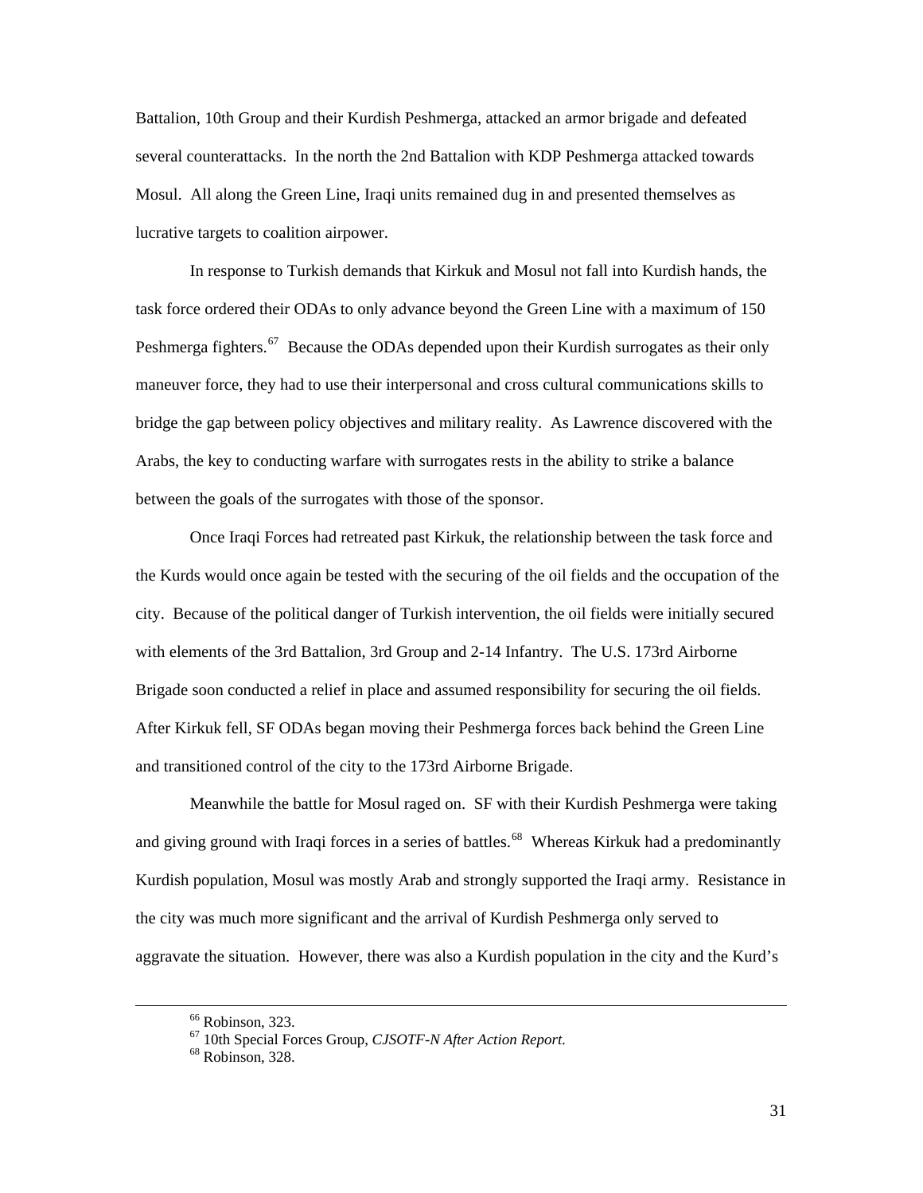Battalion, 10th Group and their Kurdish Peshmerga, attacked an armor brigade and defeated several counterattacks. In the north the 2nd Battalion with KDP Peshmerga attacked towards Mosul. All along the Green Line, Iraqi units remained dug in and presented themselves as lucrative targets to coalition airpower.

In response to Turkish demands that Kirkuk and Mosul not fall into Kurdish hands, the task force ordered their ODAs to only advance beyond the Green Line with a maximum of 150 Peshmerga fighters.[67] Because the ODAs depended upon their Kurdish surrogates as their only maneuver force, they had to use their interpersonal and cross cultural communications skills to bridge the gap between policy objectives and military reality. As Lawrence discovered with the Arabs, the key to conducting warfare with surrogates rests in the ability to strike a balance between the goals of the surrogates with those of the sponsor.

Once Iraqi Forces had retreated past Kirkuk, the relationship between the task force and the Kurds would once again be tested with the securing of the oil fields and the occupation of the city. Because of the political danger of Turkish intervention, the oil fields were initially secured with elements of the 3rd Battalion, 3rd Group and 2-14 Infantry. The U.S. 173rd Airborne Brigade soon conducted a relief in place and assumed responsibility for securing the oil fields. After Kirkuk fell, SF ODAs began moving their Peshmerga forces back behind the Green Line and transitioned control of the city to the 173rd Airborne Brigade.

Meanwhile the battle for Mosul raged on. SF with their Kurdish Peshmerga were taking and giving ground with Iraqi forces in a series of battles.[68] Whereas Kirkuk had a predominantly Kurdish population, Mosul was mostly Arab and strongly supported the Iraqi army. Resistance in the city was much more significant and the arrival of Kurdish Peshmerga only served to aggravate the situation. However, there was also a Kurdish population in the city and the Kurd's

---

[66] Robinson, 323.

[67] 10th Special Forces Group, *CJSOTF-N After Action Report.*

[68] Robinson, 328.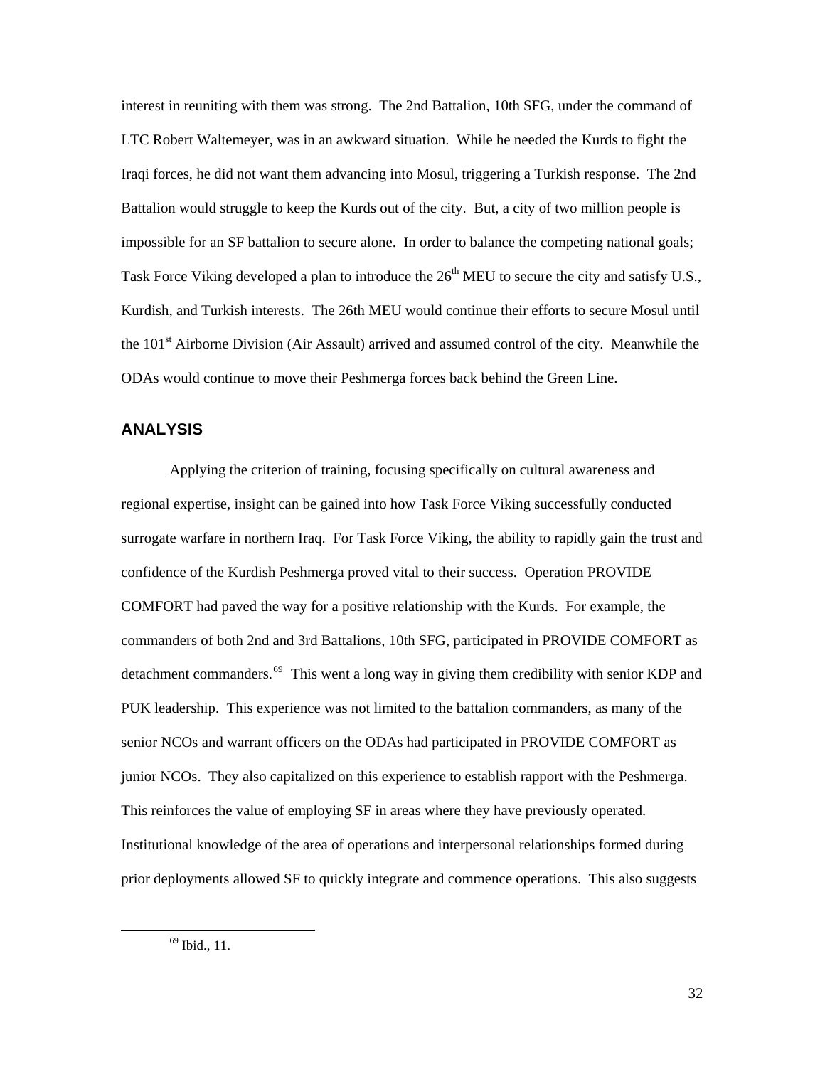interest in reuniting with them was strong. The 2nd Battalion, 10th SFG, under the command of LTC Robert Waltemeyer, was in an awkward situation. While he needed the Kurds to fight the Iraqi forces, he did not want them advancing into Mosul, triggering a Turkish response. The 2nd Battalion would struggle to keep the Kurds out of the city. But, a city of two million people is impossible for an SF battalion to secure alone. In order to balance the competing national goals; Task Force Viking developed a plan to introduce the 26th MEU to secure the city and satisfy U.S., Kurdish, and Turkish interests. The 26th MEU would continue their efforts to secure Mosul until the 101st Airborne Division (Air Assault) arrived and assumed control of the city. Meanwhile the ODAs would continue to move their Peshmerga forces back behind the Green Line.

## ANALYSIS

Applying the criterion of training, focusing specifically on cultural awareness and regional expertise, insight can be gained into how Task Force Viking successfully conducted surrogate warfare in northern Iraq. For Task Force Viking, the ability to rapidly gain the trust and confidence of the Kurdish Peshmerga proved vital to their success. Operation PROVIDE COMFORT had paved the way for a positive relationship with the Kurds. For example, the commanders of both 2nd and 3rd Battalions, 10th SFG, participated in PROVIDE COMFORT as detachment commanders.[69] This went a long way in giving them credibility with senior KDP and PUK leadership. This experience was not limited to the battalion commanders, as many of the senior NCOs and warrant officers on the ODAs had participated in PROVIDE COMFORT as junior NCOs. They also capitalized on this experience to establish rapport with the Peshmerga. This reinforces the value of employing SF in areas where they have previously operated. Institutional knowledge of the area of operations and interpersonal relationships formed during prior deployments allowed SF to quickly integrate and commence operations. This also suggests

[69] Ibid., 11.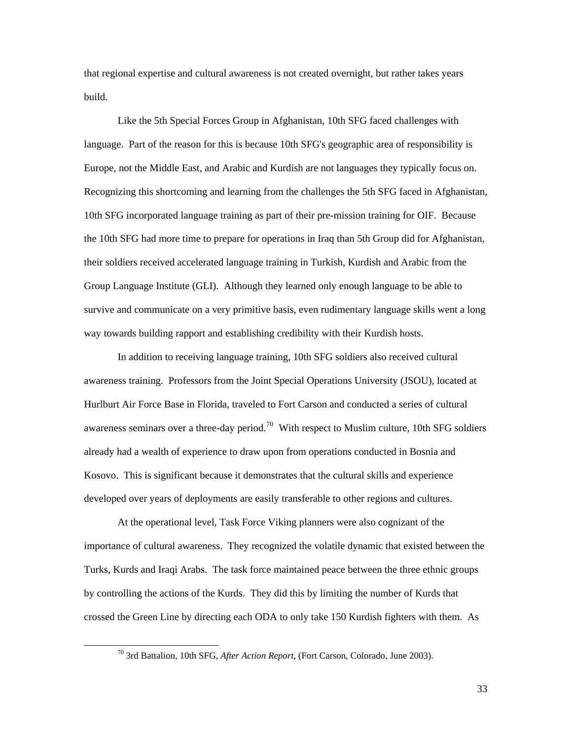that regional expertise and cultural awareness is not created overnight, but rather takes years build.

Like the 5th Special Forces Group in Afghanistan, 10th SFG faced challenges with language. Part of the reason for this is because 10th SFG's geographic area of responsibility is Europe, not the Middle East, and Arabic and Kurdish are not languages they typically focus on. Recognizing this shortcoming and learning from the challenges the 5th SFG faced in Afghanistan, 10th SFG incorporated language training as part of their pre-mission training for OIF. Because the 10th SFG had more time to prepare for operations in Iraq than 5th Group did for Afghanistan, their soldiers received accelerated language training in Turkish, Kurdish and Arabic from the Group Language Institute (GLI). Although they learned only enough language to be able to survive and communicate on a very primitive basis, even rudimentary language skills went a long way towards building rapport and establishing credibility with their Kurdish hosts.

In addition to receiving language training, 10th SFG soldiers also received cultural awareness training. Professors from the Joint Special Operations University (JSOU), located at Hurlburt Air Force Base in Florida, traveled to Fort Carson and conducted a series of cultural awareness seminars over a three-day period.[70] With respect to Muslim culture, 10th SFG soldiers already had a wealth of experience to draw upon from operations conducted in Bosnia and Kosovo. This is significant because it demonstrates that the cultural skills and experience developed over years of deployments are easily transferable to other regions and cultures.

At the operational level, Task Force Viking planners were also cognizant of the importance of cultural awareness. They recognized the volatile dynamic that existed between the Turks, Kurds and Iraqi Arabs. The task force maintained peace between the three ethnic groups by controlling the actions of the Kurds. They did this by limiting the number of Kurds that crossed the Green Line by directing each ODA to only take 150 Kurdish fighters with them. As

---

[70] 3rd Battalion, 10th SFG, *After Action Report*, (Fort Carson, Colorado, June 2003).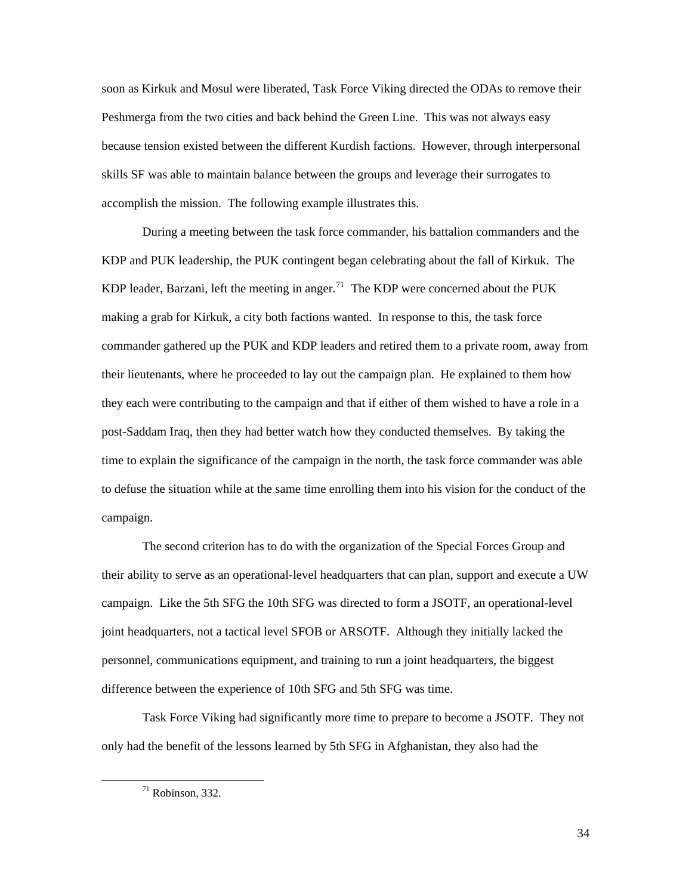soon as Kirkuk and Mosul were liberated, Task Force Viking directed the ODAs to remove their Peshmerga from the two cities and back behind the Green Line. This was not always easy because tension existed between the different Kurdish factions. However, through interpersonal skills SF was able to maintain balance between the groups and leverage their surrogates to accomplish the mission. The following example illustrates this.

During a meeting between the task force commander, his battalion commanders and the KDP and PUK leadership, the PUK contingent began celebrating about the fall of Kirkuk. The KDP leader, Barzani, left the meeting in anger.[71] The KDP were concerned about the PUK making a grab for Kirkuk, a city both factions wanted. In response to this, the task force commander gathered up the PUK and KDP leaders and retired them to a private room, away from their lieutenants, where he proceeded to lay out the campaign plan. He explained to them how they each were contributing to the campaign and that if either of them wished to have a role in a post-Saddam Iraq, then they had better watch how they conducted themselves. By taking the time to explain the significance of the campaign in the north, the task force commander was able to defuse the situation while at the same time enrolling them into his vision for the conduct of the campaign.

The second criterion has to do with the organization of the Special Forces Group and their ability to serve as an operational-level headquarters that can plan, support and execute a UW campaign. Like the 5th SFG the 10th SFG was directed to form a JSOTF, an operational-level joint headquarters, not a tactical level SFOB or ARSOTF. Although they initially lacked the personnel, communications equipment, and training to run a joint headquarters, the biggest difference between the experience of 10th SFG and 5th SFG was time.

Task Force Viking had significantly more time to prepare to become a JSOTF. They not only had the benefit of the lessons learned by 5th SFG in Afghanistan, they also had the

[71] Robinson, 332.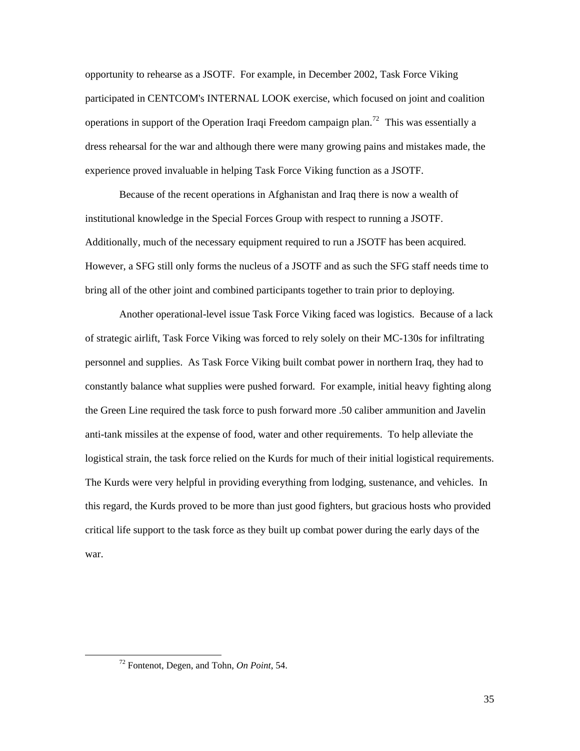opportunity to rehearse as a JSOTF. For example, in December 2002, Task Force Viking participated in CENTCOM's INTERNAL LOOK exercise, which focused on joint and coalition operations in support of the Operation Iraqi Freedom campaign plan.[72] This was essentially a dress rehearsal for the war and although there were many growing pains and mistakes made, the experience proved invaluable in helping Task Force Viking function as a JSOTF.

Because of the recent operations in Afghanistan and Iraq there is now a wealth of institutional knowledge in the Special Forces Group with respect to running a JSOTF. Additionally, much of the necessary equipment required to run a JSOTF has been acquired. However, a SFG still only forms the nucleus of a JSOTF and as such the SFG staff needs time to bring all of the other joint and combined participants together to train prior to deploying.

Another operational-level issue Task Force Viking faced was logistics. Because of a lack of strategic airlift, Task Force Viking was forced to rely solely on their MC-130s for infiltrating personnel and supplies. As Task Force Viking built combat power in northern Iraq, they had to constantly balance what supplies were pushed forward. For example, initial heavy fighting along the Green Line required the task force to push forward more .50 caliber ammunition and Javelin anti-tank missiles at the expense of food, water and other requirements. To help alleviate the logistical strain, the task force relied on the Kurds for much of their initial logistical requirements. The Kurds were very helpful in providing everything from lodging, sustenance, and vehicles. In this regard, the Kurds proved to be more than just good fighters, but gracious hosts who provided critical life support to the task force as they built up combat power during the early days of the war.

---

[72] Fontenot, Degen, and Tohn, *On Point*, 54.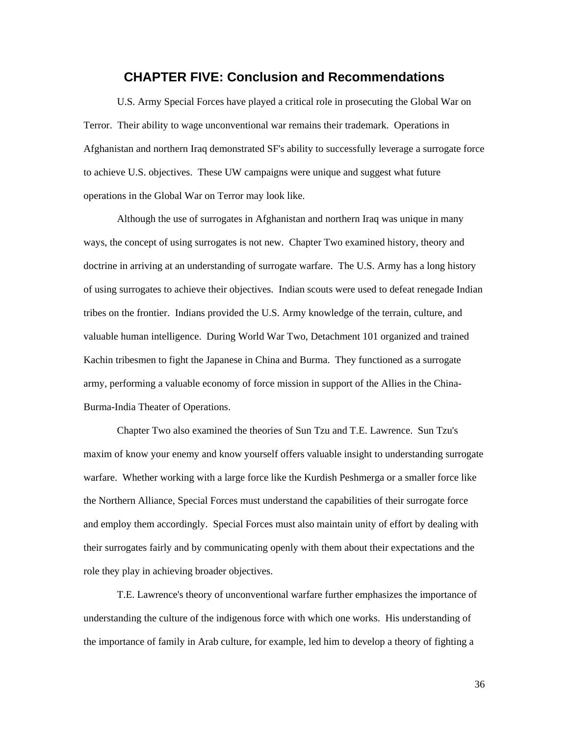# CHAPTER FIVE: Conclusion and Recommendations

U.S. Army Special Forces have played a critical role in prosecuting the Global War on Terror. Their ability to wage unconventional war remains their trademark. Operations in Afghanistan and northern Iraq demonstrated SF's ability to successfully leverage a surrogate force to achieve U.S. objectives. These UW campaigns were unique and suggest what future operations in the Global War on Terror may look like.

Although the use of surrogates in Afghanistan and northern Iraq was unique in many ways, the concept of using surrogates is not new. Chapter Two examined history, theory and doctrine in arriving at an understanding of surrogate warfare. The U.S. Army has a long history of using surrogates to achieve their objectives. Indian scouts were used to defeat renegade Indian tribes on the frontier. Indians provided the U.S. Army knowledge of the terrain, culture, and valuable human intelligence. During World War Two, Detachment 101 organized and trained Kachin tribesmen to fight the Japanese in China and Burma. They functioned as a surrogate army, performing a valuable economy of force mission in support of the Allies in the China-Burma-India Theater of Operations.

Chapter Two also examined the theories of Sun Tzu and T.E. Lawrence. Sun Tzu's maxim of know your enemy and know yourself offers valuable insight to understanding surrogate warfare. Whether working with a large force like the Kurdish Peshmerga or a smaller force like the Northern Alliance, Special Forces must understand the capabilities of their surrogate force and employ them accordingly. Special Forces must also maintain unity of effort by dealing with their surrogates fairly and by communicating openly with them about their expectations and the role they play in achieving broader objectives.

T.E. Lawrence's theory of unconventional warfare further emphasizes the importance of understanding the culture of the indigenous force with which one works. His understanding of the importance of family in Arab culture, for example, led him to develop a theory of fighting a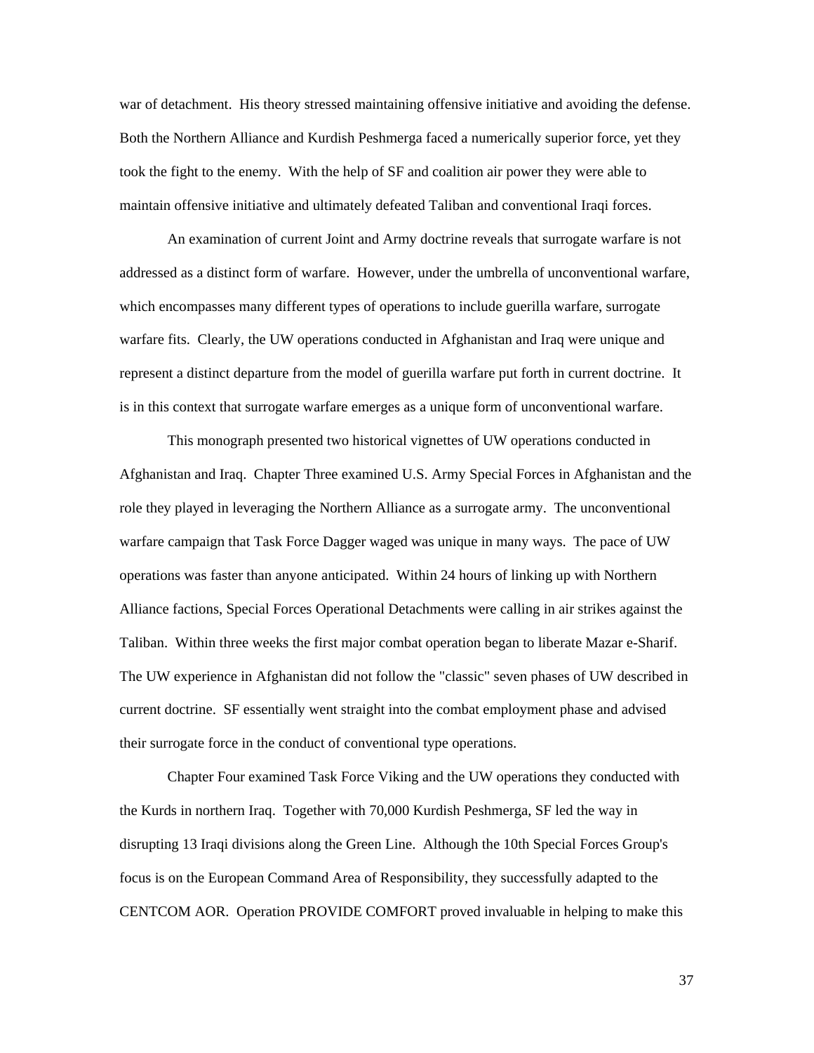war of detachment. His theory stressed maintaining offensive initiative and avoiding the defense. Both the Northern Alliance and Kurdish Peshmerga faced a numerically superior force, yet they took the fight to the enemy. With the help of SF and coalition air power they were able to maintain offensive initiative and ultimately defeated Taliban and conventional Iraqi forces.

An examination of current Joint and Army doctrine reveals that surrogate warfare is not addressed as a distinct form of warfare. However, under the umbrella of unconventional warfare, which encompasses many different types of operations to include guerilla warfare, surrogate warfare fits. Clearly, the UW operations conducted in Afghanistan and Iraq were unique and represent a distinct departure from the model of guerilla warfare put forth in current doctrine. It is in this context that surrogate warfare emerges as a unique form of unconventional warfare.

This monograph presented two historical vignettes of UW operations conducted in Afghanistan and Iraq. Chapter Three examined U.S. Army Special Forces in Afghanistan and the role they played in leveraging the Northern Alliance as a surrogate army. The unconventional warfare campaign that Task Force Dagger waged was unique in many ways. The pace of UW operations was faster than anyone anticipated. Within 24 hours of linking up with Northern Alliance factions, Special Forces Operational Detachments were calling in air strikes against the Taliban. Within three weeks the first major combat operation began to liberate Mazar e-Sharif. The UW experience in Afghanistan did not follow the "classic" seven phases of UW described in current doctrine. SF essentially went straight into the combat employment phase and advised their surrogate force in the conduct of conventional type operations.

Chapter Four examined Task Force Viking and the UW operations they conducted with the Kurds in northern Iraq. Together with 70,000 Kurdish Peshmerga, SF led the way in disrupting 13 Iraqi divisions along the Green Line. Although the 10th Special Forces Group's focus is on the European Command Area of Responsibility, they successfully adapted to the CENTCOM AOR. Operation PROVIDE COMFORT proved invaluable in helping to make this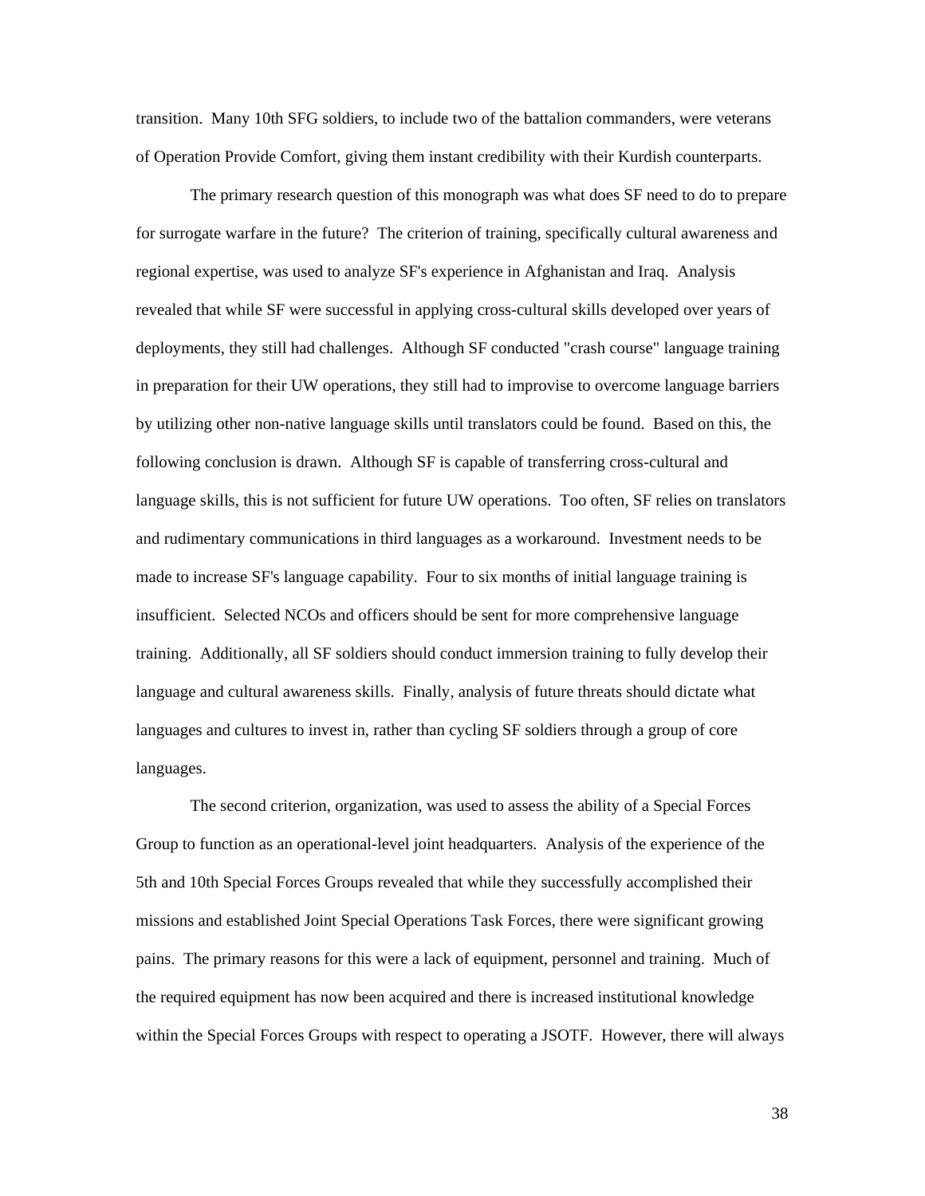transition. Many 10th SFG soldiers, to include two of the battalion commanders, were veterans of Operation Provide Comfort, giving them instant credibility with their Kurdish counterparts.

The primary research question of this monograph was what does SF need to do to prepare for surrogate warfare in the future? The criterion of training, specifically cultural awareness and regional expertise, was used to analyze SF's experience in Afghanistan and Iraq. Analysis revealed that while SF were successful in applying cross-cultural skills developed over years of deployments, they still had challenges. Although SF conducted "crash course" language training in preparation for their UW operations, they still had to improvise to overcome language barriers by utilizing other non-native language skills until translators could be found. Based on this, the following conclusion is drawn. Although SF is capable of transferring cross-cultural and language skills, this is not sufficient for future UW operations. Too often, SF relies on translators and rudimentary communications in third languages as a workaround. Investment needs to be made to increase SF's language capability. Four to six months of initial language training is insufficient. Selected NCOs and officers should be sent for more comprehensive language training. Additionally, all SF soldiers should conduct immersion training to fully develop their language and cultural awareness skills. Finally, analysis of future threats should dictate what languages and cultures to invest in, rather than cycling SF soldiers through a group of core languages.

The second criterion, organization, was used to assess the ability of a Special Forces Group to function as an operational-level joint headquarters. Analysis of the experience of the 5th and 10th Special Forces Groups revealed that while they successfully accomplished their missions and established Joint Special Operations Task Forces, there were significant growing pains. The primary reasons for this were a lack of equipment, personnel and training. Much of the required equipment has now been acquired and there is increased institutional knowledge within the Special Forces Groups with respect to operating a JSOTF. However, there will always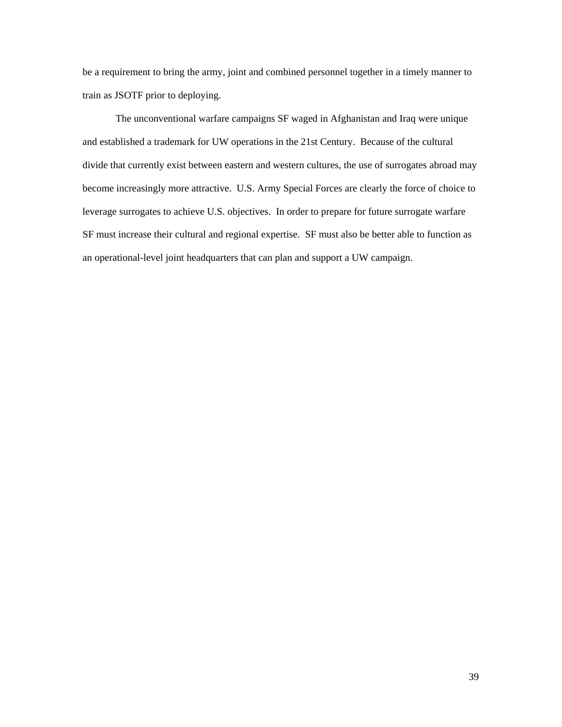be a requirement to bring the army, joint and combined personnel together in a timely manner to train as JSOTF prior to deploying.

The unconventional warfare campaigns SF waged in Afghanistan and Iraq were unique and established a trademark for UW operations in the 21st Century. Because of the cultural divide that currently exist between eastern and western cultures, the use of surrogates abroad may become increasingly more attractive. U.S. Army Special Forces are clearly the force of choice to leverage surrogates to achieve U.S. objectives. In order to prepare for future surrogate warfare SF must increase their cultural and regional expertise. SF must also be better able to function as an operational-level joint headquarters that can plan and support a UW campaign.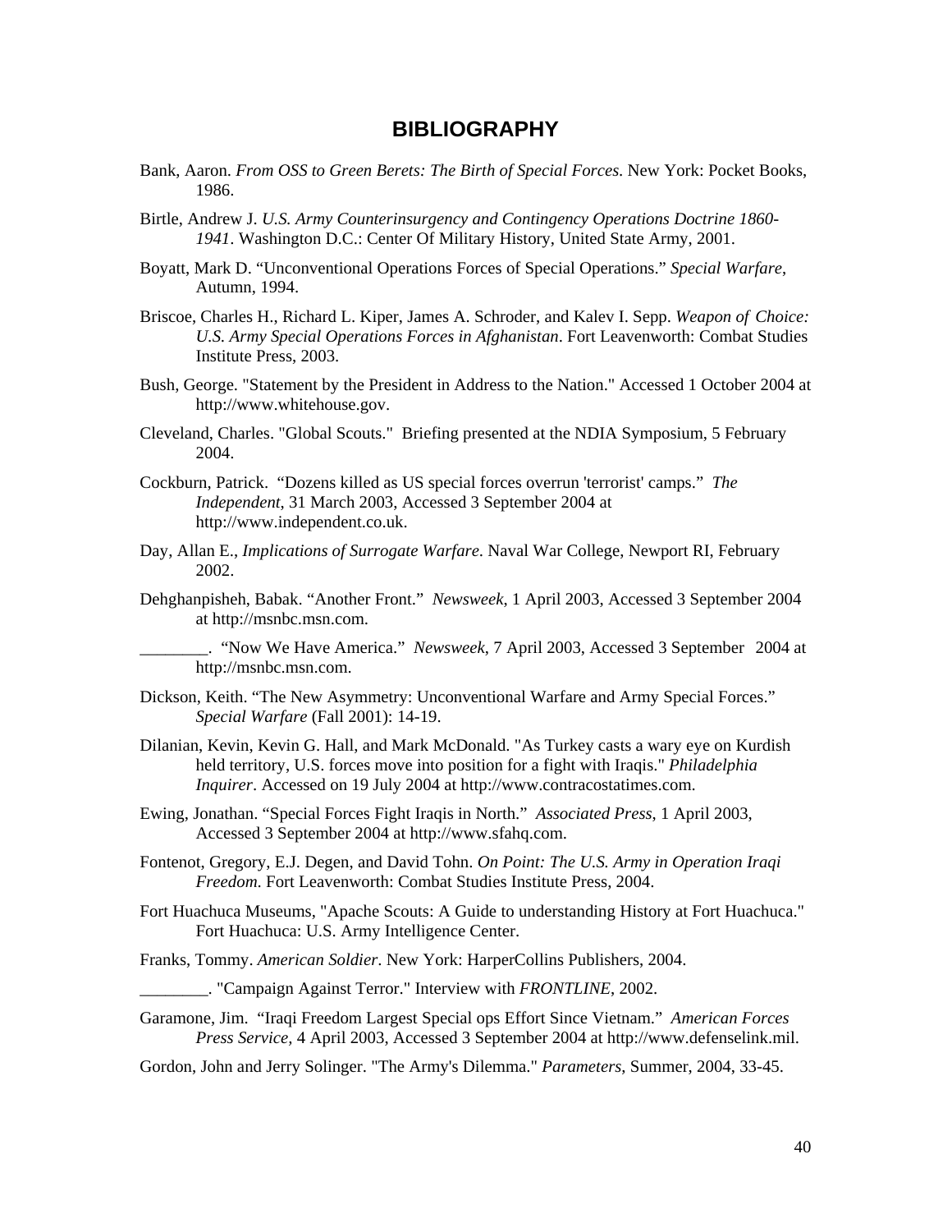# BIBLIOGRAPHY

Bank, Aaron. *From OSS to Green Berets: The Birth of Special Forces*. New York: Pocket Books, 1986.

Birtle, Andrew J. *U.S. Army Counterinsurgency and Contingency Operations Doctrine 1860-1941*. Washington D.C.: Center Of Military History, United State Army, 2001.

Boyatt, Mark D. "Unconventional Operations Forces of Special Operations." *Special Warfare*, Autumn, 1994.

Briscoe, Charles H., Richard L. Kiper, James A. Schroder, and Kalev I. Sepp. *Weapon of Choice: U.S. Army Special Operations Forces in Afghanistan*. Fort Leavenworth: Combat Studies Institute Press, 2003.

Bush, George. "Statement by the President in Address to the Nation." Accessed 1 October 2004 at http://www.whitehouse.gov.

Cleveland, Charles. "Global Scouts." Briefing presented at the NDIA Symposium, 5 February 2004.

Cockburn, Patrick. "Dozens killed as US special forces overrun 'terrorist' camps." *The Independent*, 31 March 2003, Accessed 3 September 2004 at http://www.independent.co.uk.

Day, Allan E., *Implications of Surrogate Warfare*. Naval War College, Newport RI, February 2002.

Dehghanpisheh, Babak. "Another Front." *Newsweek*, 1 April 2003, Accessed 3 September 2004 at http://msnbc.msn.com.

________. "Now We Have America." *Newsweek*, 7 April 2003, Accessed 3 September 2004 at http://msnbc.msn.com.

Dickson, Keith. "The New Asymmetry: Unconventional Warfare and Army Special Forces." *Special Warfare* (Fall 2001): 14-19.

Dilanian, Kevin, Kevin G. Hall, and Mark McDonald. "As Turkey casts a wary eye on Kurdish held territory, U.S. forces move into position for a fight with Iraqis." *Philadelphia Inquirer*. Accessed on 19 July 2004 at http://www.contracostatimes.com.

Ewing, Jonathan. "Special Forces Fight Iraqis in North." *Associated Press*, 1 April 2003, Accessed 3 September 2004 at http://www.sfahq.com.

Fontenot, Gregory, E.J. Degen, and David Tohn. *On Point: The U.S. Army in Operation Iraqi Freedom.* Fort Leavenworth: Combat Studies Institute Press, 2004.

Fort Huachuca Museums, "Apache Scouts: A Guide to understanding History at Fort Huachuca." Fort Huachuca: U.S. Army Intelligence Center.

Franks, Tommy. *American Soldier*. New York: HarperCollins Publishers, 2004.

________. "Campaign Against Terror." Interview with *FRONTLINE*, 2002.

Garamone, Jim. "Iraqi Freedom Largest Special ops Effort Since Vietnam." *American Forces Press Service*, 4 April 2003, Accessed 3 September 2004 at http://www.defenselink.mil.

Gordon, John and Jerry Solinger. "The Army's Dilemma." *Parameters*, Summer, 2004, 33-45.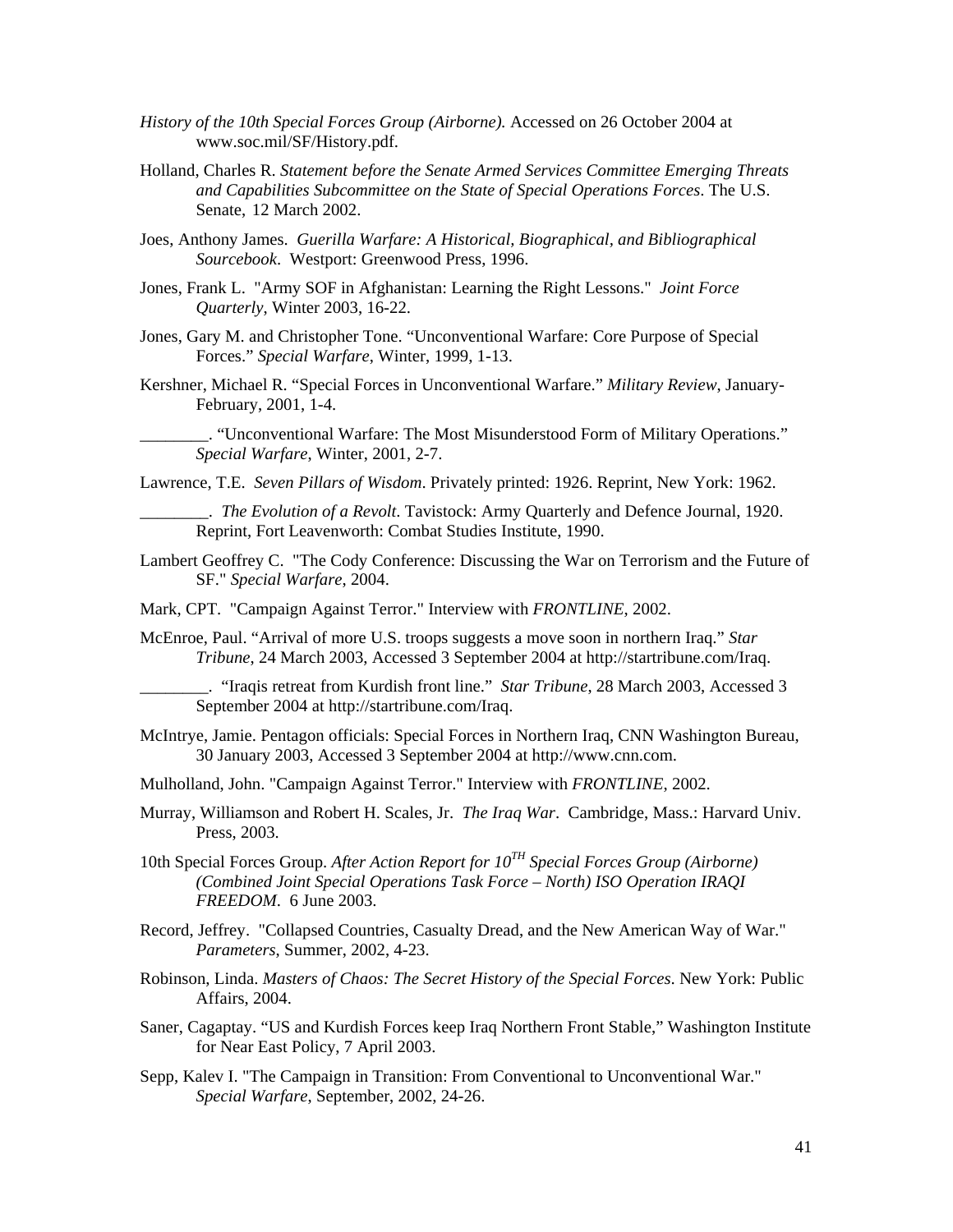*History of the 10th Special Forces Group (Airborne).* Accessed on 26 October 2004 at www.soc.mil/SF/History.pdf.

Holland, Charles R. *Statement before the Senate Armed Services Committee Emerging Threats and Capabilities Subcommittee on the State of Special Operations Forces*. The U.S. Senate, 12 March 2002.

Joes, Anthony James. *Guerilla Warfare: A Historical, Biographical, and Bibliographical Sourcebook*. Westport: Greenwood Press, 1996.

Jones, Frank L. "Army SOF in Afghanistan: Learning the Right Lessons." *Joint Force Quarterly*, Winter 2003, 16-22.

Jones, Gary M. and Christopher Tone. "Unconventional Warfare: Core Purpose of Special Forces." *Special Warfare*, Winter, 1999, 1-13.

Kershner, Michael R. "Special Forces in Unconventional Warfare." *Military Review*, January-February, 2001, 1-4.

________. "Unconventional Warfare: The Most Misunderstood Form of Military Operations." *Special Warfare*, Winter, 2001, 2-7.

Lawrence, T.E. *Seven Pillars of Wisdom*. Privately printed: 1926. Reprint, New York: 1962.

________. *The Evolution of a Revolt*. Tavistock: Army Quarterly and Defence Journal, 1920. Reprint, Fort Leavenworth: Combat Studies Institute, 1990.

Lambert Geoffrey C. "The Cody Conference: Discussing the War on Terrorism and the Future of SF." *Special Warfare*, 2004.

Mark, CPT. "Campaign Against Terror." Interview with *FRONTLINE*, 2002.

McEnroe, Paul. "Arrival of more U.S. troops suggests a move soon in northern Iraq." *Star Tribune*, 24 March 2003, Accessed 3 September 2004 at http://startribune.com/Iraq.

________. "Iraqis retreat from Kurdish front line." *Star Tribune*, 28 March 2003, Accessed 3 September 2004 at http://startribune.com/Iraq.

McIntrye, Jamie. Pentagon officials: Special Forces in Northern Iraq, CNN Washington Bureau, 30 January 2003, Accessed 3 September 2004 at http://www.cnn.com.

Mulholland, John. "Campaign Against Terror." Interview with *FRONTLINE*, 2002.

Murray, Williamson and Robert H. Scales, Jr. *The Iraq War*. Cambridge, Mass.: Harvard Univ. Press, 2003.

10th Special Forces Group. *After Action Report for 10TH Special Forces Group (Airborne) (Combined Joint Special Operations Task Force – North) ISO Operation IRAQI FREEDOM*. 6 June 2003.

Record, Jeffrey. "Collapsed Countries, Casualty Dread, and the New American Way of War." *Parameters*, Summer, 2002, 4-23.

Robinson, Linda. *Masters of Chaos: The Secret History of the Special Forces*. New York: Public Affairs, 2004.

Saner, Cagaptay. "US and Kurdish Forces keep Iraq Northern Front Stable," Washington Institute for Near East Policy, 7 April 2003.

Sepp, Kalev I. "The Campaign in Transition: From Conventional to Unconventional War." *Special Warfare*, September, 2002, 24-26.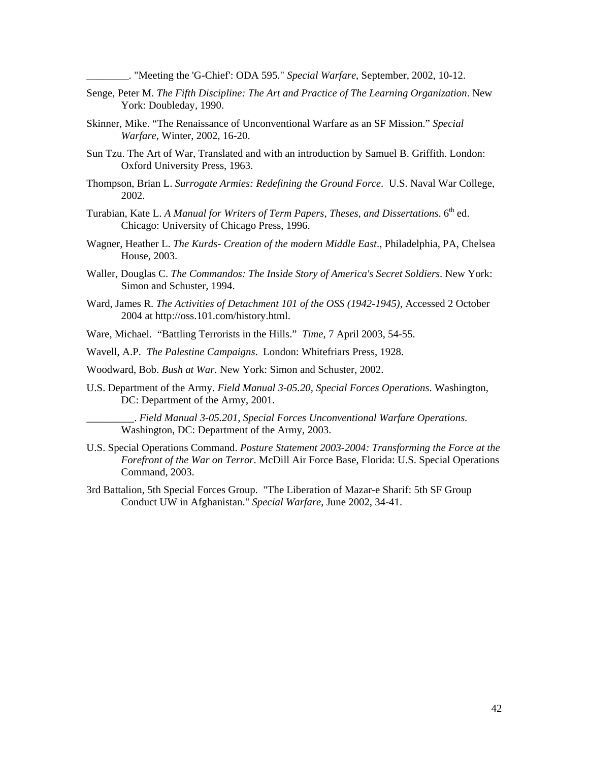________. "Meeting the 'G-Chief': ODA 595." *Special Warfare*, September, 2002, 10-12.

Senge, Peter M. *The Fifth Discipline: The Art and Practice of The Learning Organization*. New York: Doubleday, 1990.

Skinner, Mike. "The Renaissance of Unconventional Warfare as an SF Mission." *Special Warfare*, Winter, 2002, 16-20.

Sun Tzu. The Art of War, Translated and with an introduction by Samuel B. Griffith. London: Oxford University Press, 1963.

Thompson, Brian L. *Surrogate Armies: Redefining the Ground Force*. U.S. Naval War College, 2002.

Turabian, Kate L. *A Manual for Writers of Term Papers, Theses, and Dissertations*. 6th ed. Chicago: University of Chicago Press, 1996.

Wagner, Heather L. *The Kurds- Creation of the modern Middle East*., Philadelphia, PA, Chelsea House, 2003.

Waller, Douglas C. *The Commandos: The Inside Story of America's Secret Soldiers*. New York: Simon and Schuster, 1994.

Ward, James R. *The Activities of Detachment 101 of the OSS (1942-1945)*, Accessed 2 October 2004 at http://oss.101.com/history.html.

Ware, Michael. "Battling Terrorists in the Hills." *Time*, 7 April 2003, 54-55.

Wavell, A.P. *The Palestine Campaigns*. London: Whitefriars Press, 1928.

Woodward, Bob. *Bush at War.* New York: Simon and Schuster, 2002.

U.S. Department of the Army. *Field Manual 3-05.20, Special Forces Operations*. Washington, DC: Department of the Army, 2001.

_________. *Field Manual 3-05.201, Special Forces Unconventional Warfare Operations.* Washington, DC: Department of the Army, 2003.

U.S. Special Operations Command. *Posture Statement 2003-2004: Transforming the Force at the Forefront of the War on Terror*. McDill Air Force Base, Florida: U.S. Special Operations Command, 2003.

3rd Battalion, 5th Special Forces Group. "The Liberation of Mazar-e Sharif: 5th SF Group Conduct UW in Afghanistan." *Special Warfare*, June 2002, 34-41.